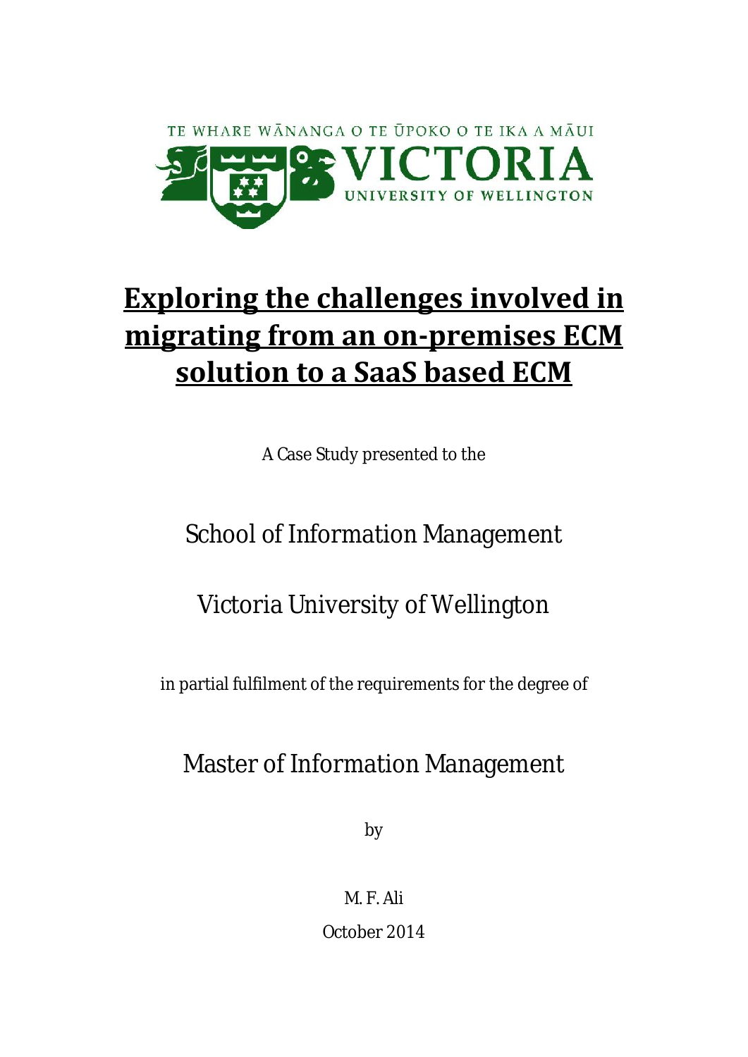TE WHARE WĀNANGA O TE ŪPOKO O TE IKA A MĀUI

VICTORIA

UNIVERSITY OF WELLINGTON

# Exploring the challenges involved in migrating from an on-premises ECM solution to a SaaS based ECM

A Case Study presented to the

School of Information Management

Victoria University of Wellington

in partial fulfilment of the requirements for the degree of

Master of Information Management

by

M. F. Ali

October 2014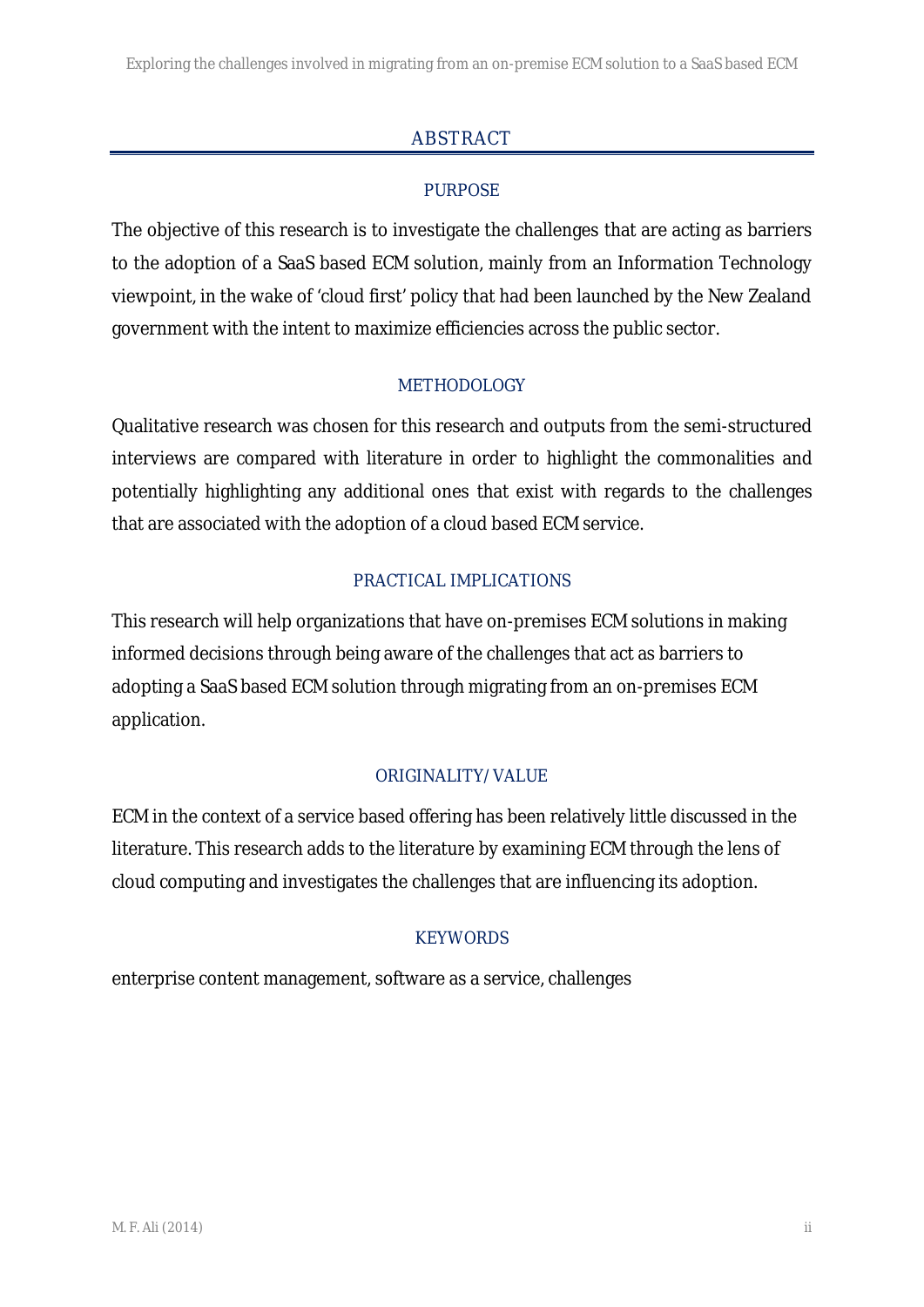# ABSTRACT

## PURPOSE

The objective of this research is to investigate the challenges that are acting as barriers to the adoption of a SaaS based ECM solution, mainly from an Information Technology viewpoint, in the wake of 'cloud first' policy that had been launched by the New Zealand government with the intent to maximize efficiencies across the public sector.

## METHODOLOGY

Qualitative research was chosen for this research and outputs from the semi-structured interviews are compared with literature in order to highlight the commonalities and potentially highlighting any additional ones that exist with regards to the challenges that are associated with the adoption of a cloud based ECM service.

## PRACTICAL IMPLICATIONS

This research will help organizations that have on-premises ECM solutions in making informed decisions through being aware of the challenges that act as barriers to adopting a SaaS based ECM solution through migrating from an on-premises ECM application.

## ORIGINALITY/ VALUE

ECM in the context of a service based offering has been relatively little discussed in the literature. This research adds to the literature by examining ECM through the lens of cloud computing and investigates the challenges that are influencing its adoption.

## KEYWORDS

enterprise content management, software as a service, challenges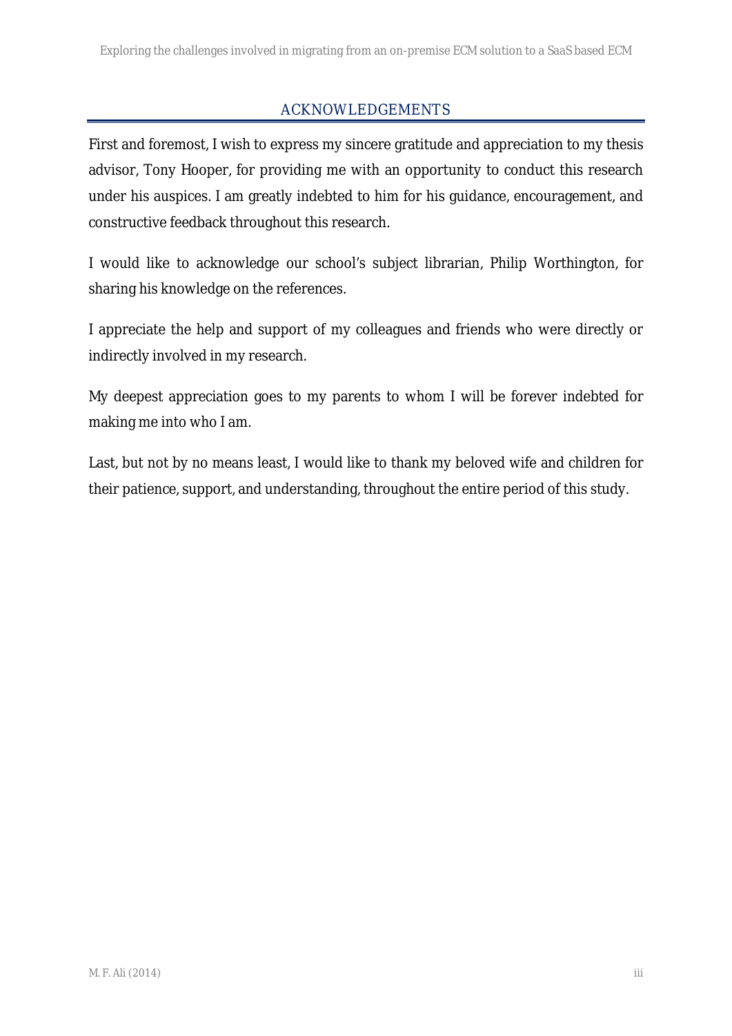## ACKNOWLEDGEMENTS

First and foremost, I wish to express my sincere gratitude and appreciation to my thesis advisor, Tony Hooper, for providing me with an opportunity to conduct this research under his auspices. I am greatly indebted to him for his guidance, encouragement, and constructive feedback throughout this research.

I would like to acknowledge our school's subject librarian, Philip Worthington, for sharing his knowledge on the references.

I appreciate the help and support of my colleagues and friends who were directly or indirectly involved in my research.

My deepest appreciation goes to my parents to whom I will be forever indebted for making me into who I am.

Last, but not by no means least, I would like to thank my beloved wife and children for their patience, support, and understanding, throughout the entire period of this study.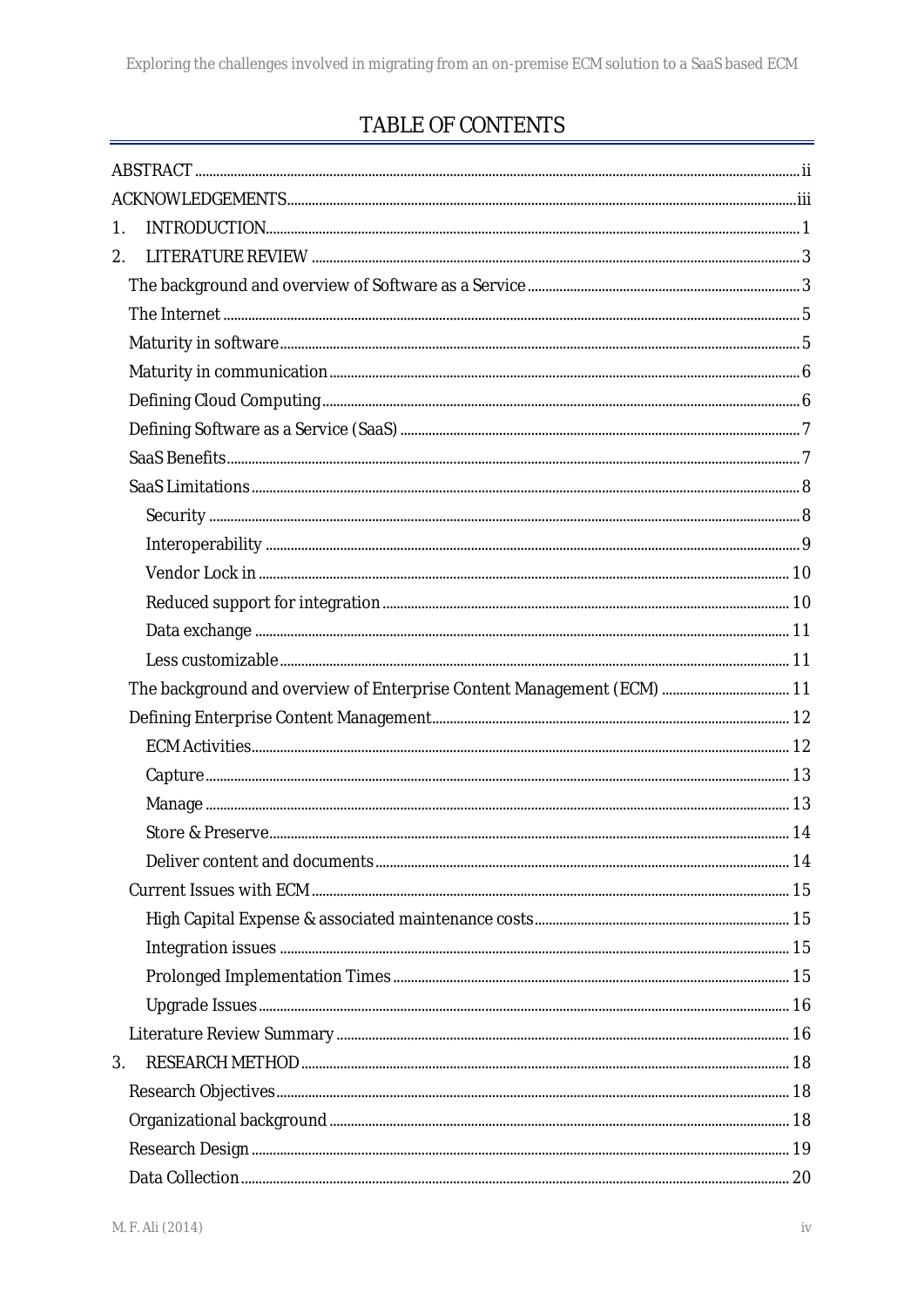# TABLE OF CONTENTS

ABSTRACT .......... ii

ACKNOWLEDGEMENTS .......... iii

1. INTRODUCTION .......... 1

2. LITERATURE REVIEW .......... 3

   The background and overview of Software as a Service .......... 3

   The Internet .......... 5

   Maturity in software .......... 5

   Maturity in communication .......... 6

   Defining Cloud Computing .......... 6

   Defining Software as a Service (SaaS) .......... 7

   SaaS Benefits .......... 7

   SaaS Limitations .......... 8

      Security .......... 8

      Interoperability .......... 9

      Vendor Lock in .......... 10

      Reduced support for integration .......... 10

      Data exchange .......... 11

      Less customizable .......... 11

   The background and overview of Enterprise Content Management (ECM) .......... 11

   Defining Enterprise Content Management .......... 12

      ECM Activities .......... 12

      Capture .......... 13

      Manage .......... 13

      Store & Preserve .......... 14

      Deliver content and documents .......... 14

   Current Issues with ECM .......... 15

      High Capital Expense & associated maintenance costs .......... 15

      Integration issues .......... 15

      Prolonged Implementation Times .......... 15

      Upgrade Issues .......... 16

   Literature Review Summary .......... 16

3. RESEARCH METHOD .......... 18

   Research Objectives .......... 18

   Organizational background .......... 18

   Research Design .......... 19

   Data Collection .......... 20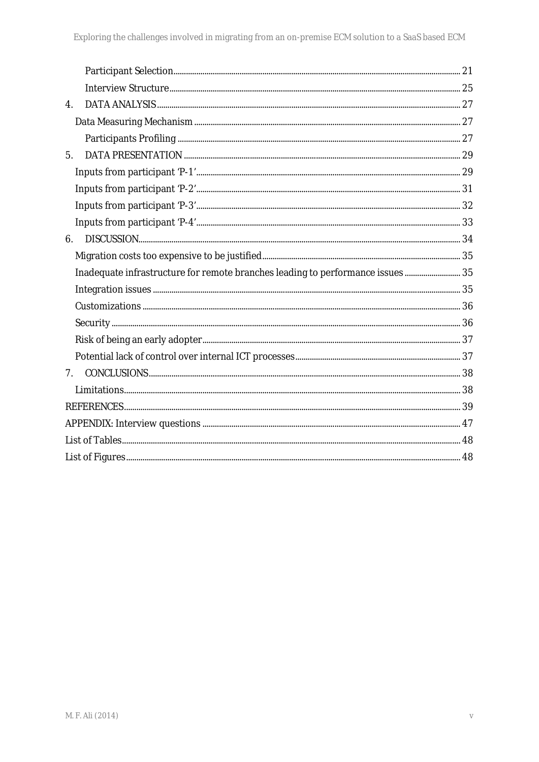Participant Selection ..... 21

Interview Structure ..... 25

4. DATA ANALYSIS ..... 27

Data Measuring Mechanism ..... 27

Participants Profiling ..... 27

5. DATA PRESENTATION ..... 29

Inputs from participant 'P-1' ..... 29

Inputs from participant 'P-2' ..... 31

Inputs from participant 'P-3' ..... 32

Inputs from participant 'P-4' ..... 33

6. DISCUSSION ..... 34

Migration costs too expensive to be justified ..... 35

Inadequate infrastructure for remote branches leading to performance issues ..... 35

Integration issues ..... 35

Customizations ..... 36

Security ..... 36

Risk of being an early adopter ..... 37

Potential lack of control over internal ICT processes ..... 37

7. CONCLUSIONS ..... 38

Limitations ..... 38

REFERENCES ..... 39

APPENDIX: Interview questions ..... 47

List of Tables ..... 48

List of Figures ..... 48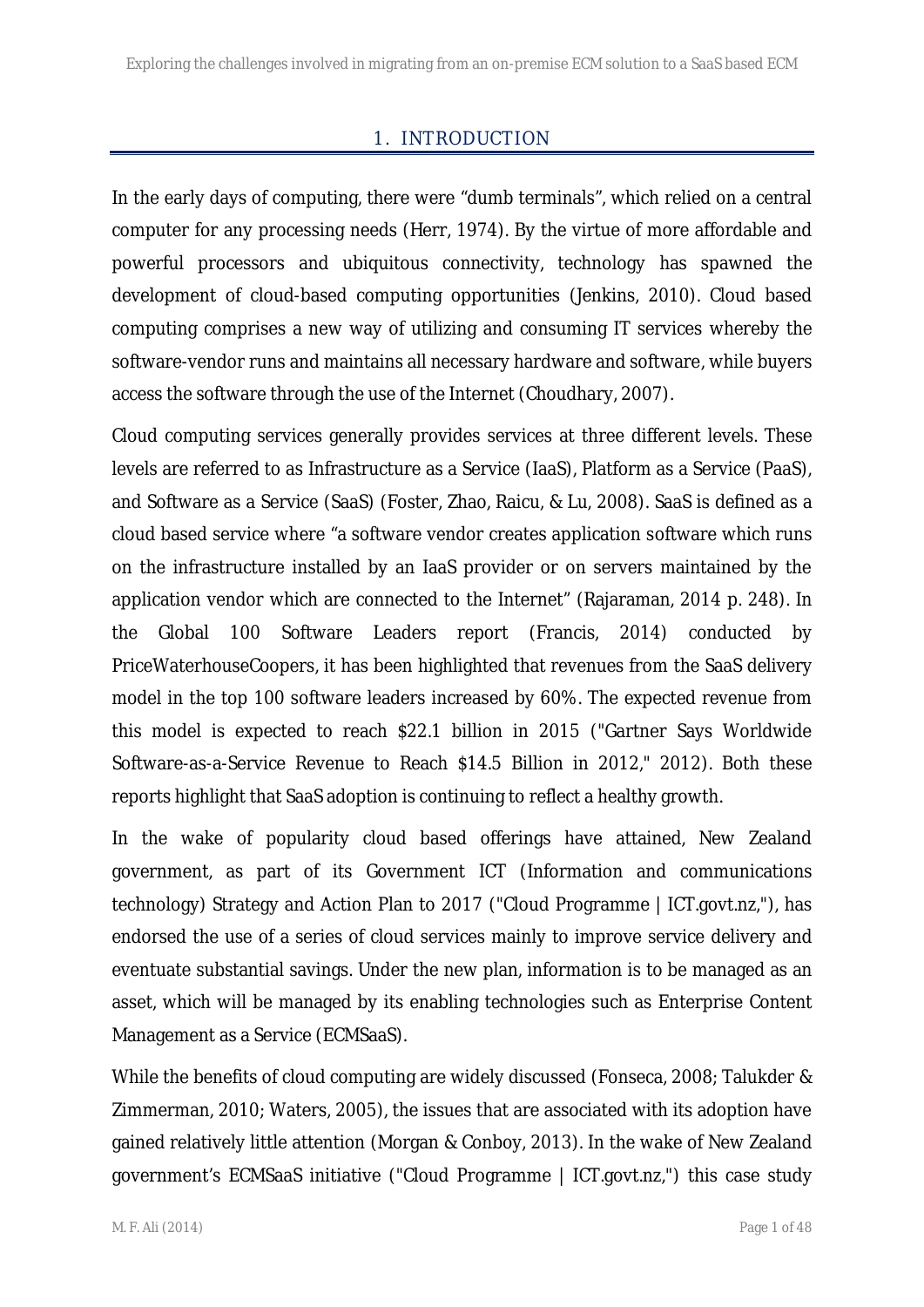# 1. INTRODUCTION

In the early days of computing, there were "dumb terminals", which relied on a central computer for any processing needs (Herr, 1974). By the virtue of more affordable and powerful processors and ubiquitous connectivity, technology has spawned the development of cloud-based computing opportunities (Jenkins, 2010). Cloud based computing comprises a new way of utilizing and consuming IT services whereby the software-vendor runs and maintains all necessary hardware and software, while buyers access the software through the use of the Internet (Choudhary, 2007).

Cloud computing services generally provides services at three different levels. These levels are referred to as Infrastructure as a Service (IaaS), Platform as a Service (PaaS), and Software as a Service (SaaS) (Foster, Zhao, Raicu, & Lu, 2008). SaaS is defined as a cloud based service where "a software vendor creates application software which runs on the infrastructure installed by an IaaS provider or on servers maintained by the application vendor which are connected to the Internet" (Rajaraman, 2014 p. 248). In the Global 100 Software Leaders report (Francis, 2014) conducted by PriceWaterhouseCoopers, it has been highlighted that revenues from the SaaS delivery model in the top 100 software leaders increased by 60%. The expected revenue from this model is expected to reach $22.1 billion in 2015 ("Gartner Says Worldwide Software-as-a-Service Revenue to Reach $14.5 Billion in 2012," 2012). Both these reports highlight that SaaS adoption is continuing to reflect a healthy growth.

In the wake of popularity cloud based offerings have attained, New Zealand government, as part of its Government ICT (Information and communications technology) Strategy and Action Plan to 2017 ("Cloud Programme | ICT.govt.nz,"), has endorsed the use of a series of cloud services mainly to improve service delivery and eventuate substantial savings. Under the new plan, information is to be managed as an asset, which will be managed by its enabling technologies such as Enterprise Content Management as a Service (ECMSaaS).

While the benefits of cloud computing are widely discussed (Fonseca, 2008; Talukder & Zimmerman, 2010; Waters, 2005), the issues that are associated with its adoption have gained relatively little attention (Morgan & Conboy, 2013). In the wake of New Zealand government's ECMSaaS initiative ("Cloud Programme | ICT.govt.nz,") this case study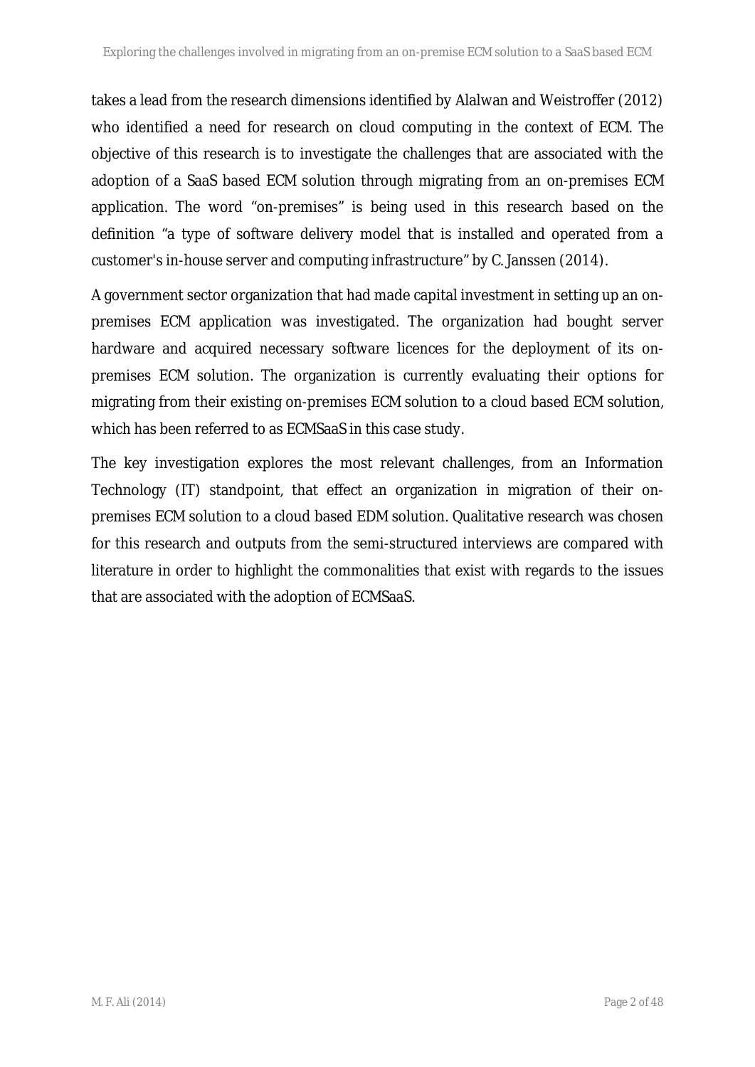takes a lead from the research dimensions identified by Alalwan and Weistroffer (2012) who identified a need for research on cloud computing in the context of ECM. The objective of this research is to investigate the challenges that are associated with the adoption of a SaaS based ECM solution through migrating from an on-premises ECM application. The word "on-premises" is being used in this research based on the definition "a type of software delivery model that is installed and operated from a customer's in-house server and computing infrastructure" by C. Janssen (2014).

A government sector organization that had made capital investment in setting up an on-premises ECM application was investigated. The organization had bought server hardware and acquired necessary software licences for the deployment of its on-premises ECM solution. The organization is currently evaluating their options for migrating from their existing on-premises ECM solution to a cloud based ECM solution, which has been referred to as ECMSaaS in this case study.

The key investigation explores the most relevant challenges, from an Information Technology (IT) standpoint, that effect an organization in migration of their on-premises ECM solution to a cloud based EDM solution. Qualitative research was chosen for this research and outputs from the semi-structured interviews are compared with literature in order to highlight the commonalities that exist with regards to the issues that are associated with the adoption of ECMSaaS.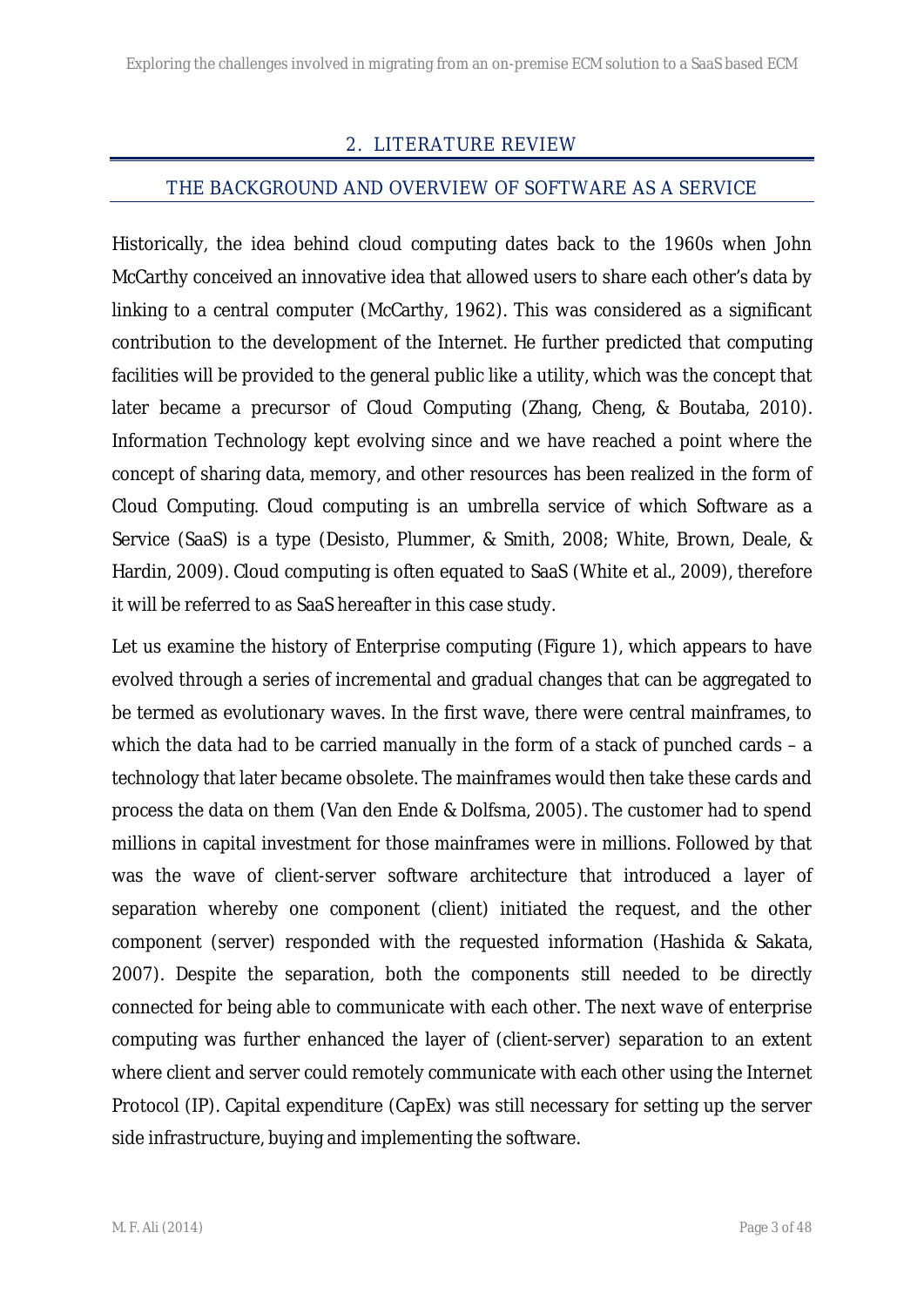# 2. LITERATURE REVIEW

## THE BACKGROUND AND OVERVIEW OF SOFTWARE AS A SERVICE

Historically, the idea behind cloud computing dates back to the 1960s when John McCarthy conceived an innovative idea that allowed users to share each other's data by linking to a central computer (McCarthy, 1962). This was considered as a significant contribution to the development of the Internet. He further predicted that computing facilities will be provided to the general public like a utility, which was the concept that later became a precursor of Cloud Computing (Zhang, Cheng, & Boutaba, 2010). Information Technology kept evolving since and we have reached a point where the concept of sharing data, memory, and other resources has been realized in the form of Cloud Computing. Cloud computing is an umbrella service of which Software as a Service (SaaS) is a type (Desisto, Plummer, & Smith, 2008; White, Brown, Deale, & Hardin, 2009). Cloud computing is often equated to SaaS (White et al., 2009), therefore it will be referred to as SaaS hereafter in this case study.

Let us examine the history of Enterprise computing (Figure 1), which appears to have evolved through a series of incremental and gradual changes that can be aggregated to be termed as evolutionary waves. In the first wave, there were central mainframes, to which the data had to be carried manually in the form of a stack of punched cards – a technology that later became obsolete. The mainframes would then take these cards and process the data on them (Van den Ende & Dolfsma, 2005). The customer had to spend millions in capital investment for those mainframes were in millions. Followed by that was the wave of client-server software architecture that introduced a layer of separation whereby one component (client) initiated the request, and the other component (server) responded with the requested information (Hashida & Sakata, 2007). Despite the separation, both the components still needed to be directly connected for being able to communicate with each other. The next wave of enterprise computing was further enhanced the layer of (client-server) separation to an extent where client and server could remotely communicate with each other using the Internet Protocol (IP). Capital expenditure (CapEx) was still necessary for setting up the server side infrastructure, buying and implementing the software.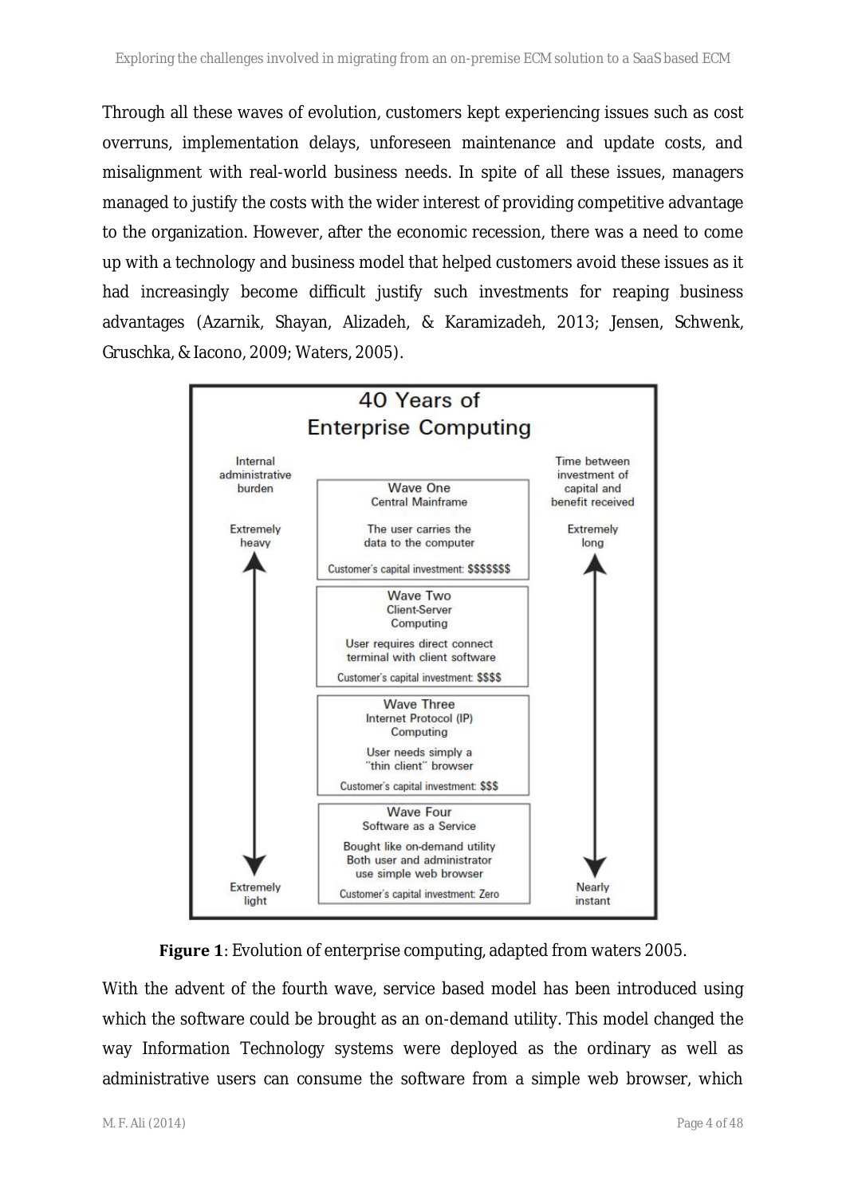Through all these waves of evolution, customers kept experiencing issues such as cost overruns, implementation delays, unforeseen maintenance and update costs, and misalignment with real-world business needs. In spite of all these issues, managers managed to justify the costs with the wider interest of providing competitive advantage to the organization. However, after the economic recession, there was a need to come up with a technology and business model that helped customers avoid these issues as it had increasingly become difficult justify such investments for reaping business advantages (Azarnik, Shayan, Alizadeh, & Karamizadeh, 2013; Jensen, Schwenk, Gruschka, & Iacono, 2009; Waters, 2005).

**40 Years of Enterprise Computing**

| Internal administrative burden | | Time between investment of capital and benefit received |
|---|---|---|
| Extremely heavy | **Wave One** Central Mainframe — The user carries the data to the computer — Customer's capital investment: $$$$$$$ | Extremely long |
| | **Wave Two** Client-Server Computing — User requires direct connect terminal with client software — Customer's capital investment: $$$$ | |
| | **Wave Three** Internet Protocol (IP) Computing — User needs simply a "thin client" browser — Customer's capital investment: $$$ | |
| Extremely light | **Wave Four** Software as a Service — Bought like on-demand utility. Both user and administrator use simple web browser — Customer's capital investment: Zero | Nearly instant |

**Figure 1**: Evolution of enterprise computing, adapted from waters 2005.

With the advent of the fourth wave, service based model has been introduced using which the software could be brought as an on-demand utility. This model changed the way Information Technology systems were deployed as the ordinary as well as administrative users can consume the software from a simple web browser, which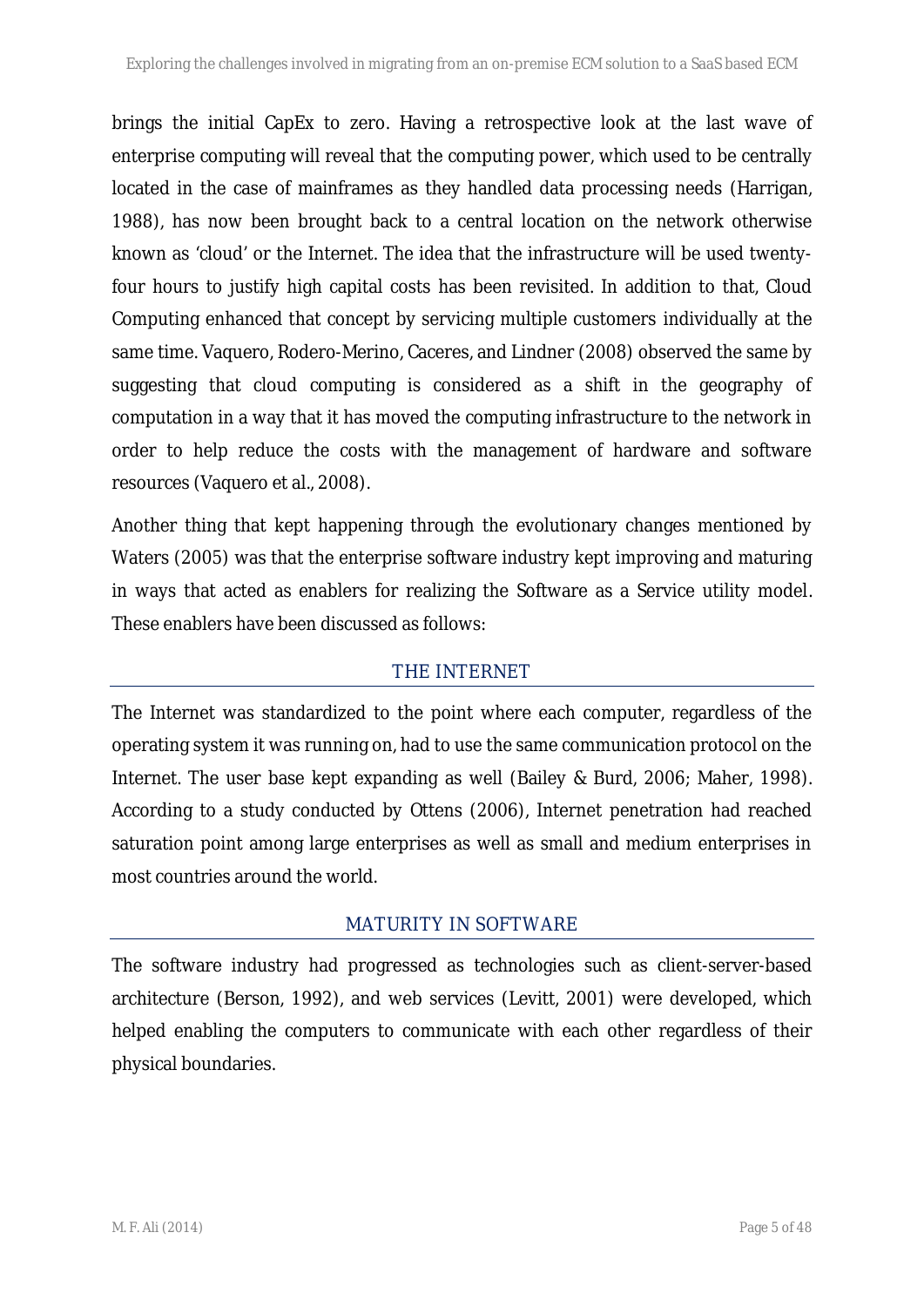brings the initial CapEx to zero. Having a retrospective look at the last wave of enterprise computing will reveal that the computing power, which used to be centrally located in the case of mainframes as they handled data processing needs (Harrigan, 1988), has now been brought back to a central location on the network otherwise known as 'cloud' or the Internet. The idea that the infrastructure will be used twenty-four hours to justify high capital costs has been revisited. In addition to that, Cloud Computing enhanced that concept by servicing multiple customers individually at the same time. Vaquero, Rodero-Merino, Caceres, and Lindner (2008) observed the same by suggesting that cloud computing is considered as a shift in the geography of computation in a way that it has moved the computing infrastructure to the network in order to help reduce the costs with the management of hardware and software resources (Vaquero et al., 2008).

Another thing that kept happening through the evolutionary changes mentioned by Waters (2005) was that the enterprise software industry kept improving and maturing in ways that acted as enablers for realizing the Software as a Service utility model. These enablers have been discussed as follows:

### THE INTERNET

The Internet was standardized to the point where each computer, regardless of the operating system it was running on, had to use the same communication protocol on the Internet. The user base kept expanding as well (Bailey & Burd, 2006; Maher, 1998). According to a study conducted by Ottens (2006), Internet penetration had reached saturation point among large enterprises as well as small and medium enterprises in most countries around the world.

### MATURITY IN SOFTWARE

The software industry had progressed as technologies such as client-server-based architecture (Berson, 1992), and web services (Levitt, 2001) were developed, which helped enabling the computers to communicate with each other regardless of their physical boundaries.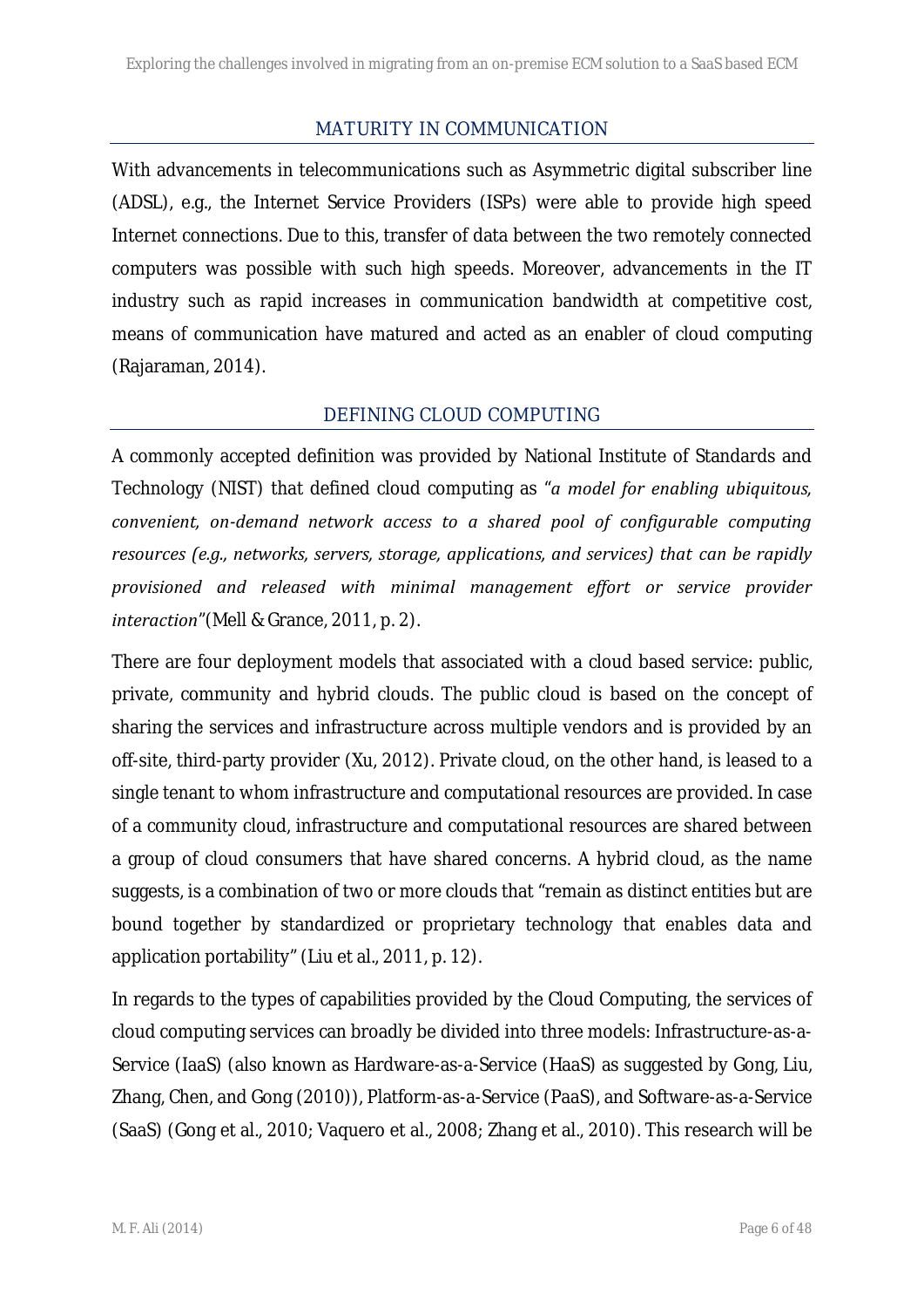## MATURITY IN COMMUNICATION

With advancements in telecommunications such as Asymmetric digital subscriber line (ADSL), e.g., the Internet Service Providers (ISPs) were able to provide high speed Internet connections. Due to this, transfer of data between the two remotely connected computers was possible with such high speeds. Moreover, advancements in the IT industry such as rapid increases in communication bandwidth at competitive cost, means of communication have matured and acted as an enabler of cloud computing (Rajaraman, 2014).

## DEFINING CLOUD COMPUTING

A commonly accepted definition was provided by National Institute of Standards and Technology (NIST) that defined cloud computing as "*a model for enabling ubiquitous, convenient, on-demand network access to a shared pool of configurable computing resources (e.g., networks, servers, storage, applications, and services) that can be rapidly provisioned and released with minimal management effort or service provider interaction*"(Mell & Grance, 2011, p. 2).

There are four deployment models that associated with a cloud based service: public, private, community and hybrid clouds. The public cloud is based on the concept of sharing the services and infrastructure across multiple vendors and is provided by an off-site, third-party provider (Xu, 2012). Private cloud, on the other hand, is leased to a single tenant to whom infrastructure and computational resources are provided. In case of a community cloud, infrastructure and computational resources are shared between a group of cloud consumers that have shared concerns. A hybrid cloud, as the name suggests, is a combination of two or more clouds that "remain as distinct entities but are bound together by standardized or proprietary technology that enables data and application portability" (Liu et al., 2011, p. 12).

In regards to the types of capabilities provided by the Cloud Computing, the services of cloud computing services can broadly be divided into three models: Infrastructure-as-a-Service (IaaS) (also known as Hardware-as-a-Service (HaaS) as suggested by Gong, Liu, Zhang, Chen, and Gong (2010)), Platform-as-a-Service (PaaS), and Software-as-a-Service (SaaS) (Gong et al., 2010; Vaquero et al., 2008; Zhang et al., 2010). This research will be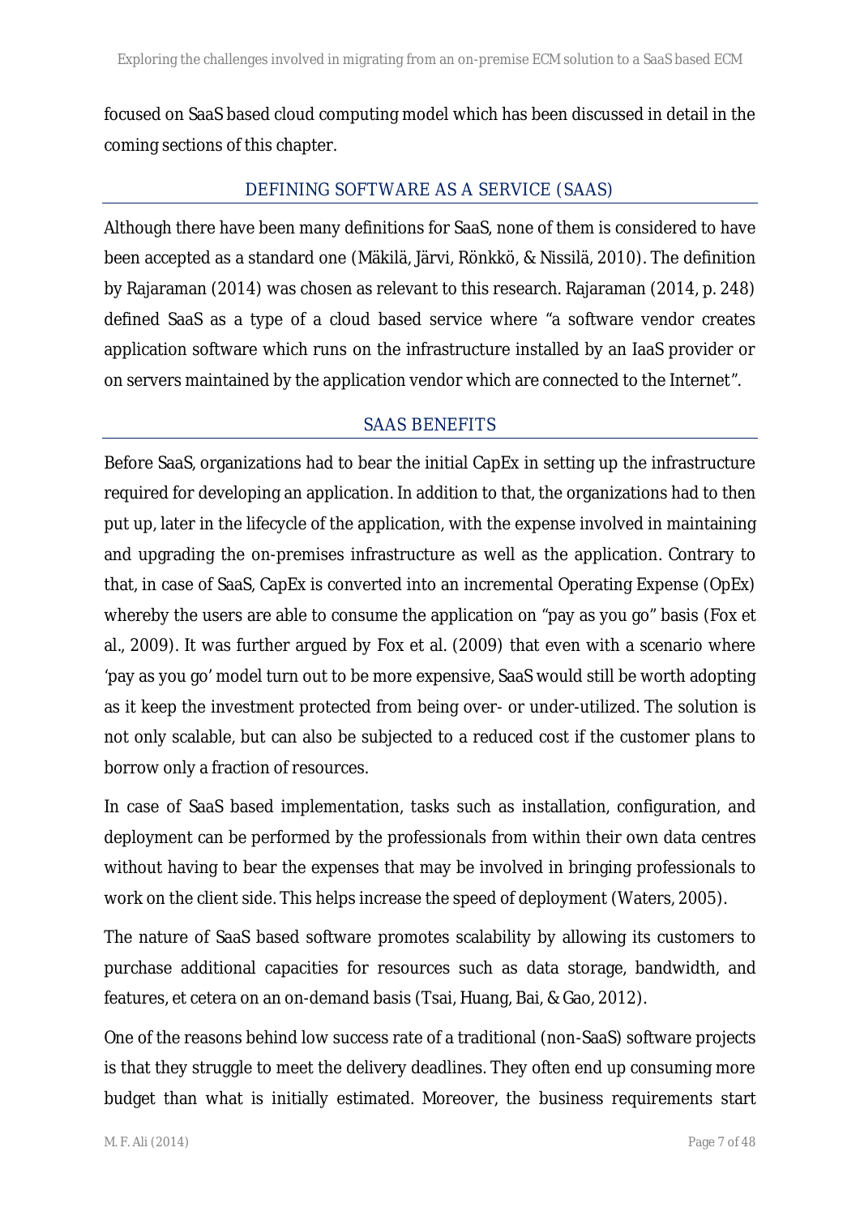focused on SaaS based cloud computing model which has been discussed in detail in the coming sections of this chapter.

## DEFINING SOFTWARE AS A SERVICE (SAAS)

Although there have been many definitions for SaaS, none of them is considered to have been accepted as a standard one (Mäkilä, Järvi, Rönkkö, & Nissilä, 2010). The definition by Rajaraman (2014) was chosen as relevant to this research. Rajaraman (2014, p. 248) defined SaaS as a type of a cloud based service where "a software vendor creates application software which runs on the infrastructure installed by an IaaS provider or on servers maintained by the application vendor which are connected to the Internet".

## SAAS BENEFITS

Before SaaS, organizations had to bear the initial CapEx in setting up the infrastructure required for developing an application. In addition to that, the organizations had to then put up, later in the lifecycle of the application, with the expense involved in maintaining and upgrading the on-premises infrastructure as well as the application. Contrary to that, in case of SaaS, CapEx is converted into an incremental Operating Expense (OpEx) whereby the users are able to consume the application on "pay as you go" basis (Fox et al., 2009). It was further argued by Fox et al. (2009) that even with a scenario where 'pay as you go' model turn out to be more expensive, SaaS would still be worth adopting as it keep the investment protected from being over- or under-utilized. The solution is not only scalable, but can also be subjected to a reduced cost if the customer plans to borrow only a fraction of resources.

In case of SaaS based implementation, tasks such as installation, configuration, and deployment can be performed by the professionals from within their own data centres without having to bear the expenses that may be involved in bringing professionals to work on the client side. This helps increase the speed of deployment (Waters, 2005).

The nature of SaaS based software promotes scalability by allowing its customers to purchase additional capacities for resources such as data storage, bandwidth, and features, et cetera on an on-demand basis (Tsai, Huang, Bai, & Gao, 2012).

One of the reasons behind low success rate of a traditional (non-SaaS) software projects is that they struggle to meet the delivery deadlines. They often end up consuming more budget than what is initially estimated. Moreover, the business requirements start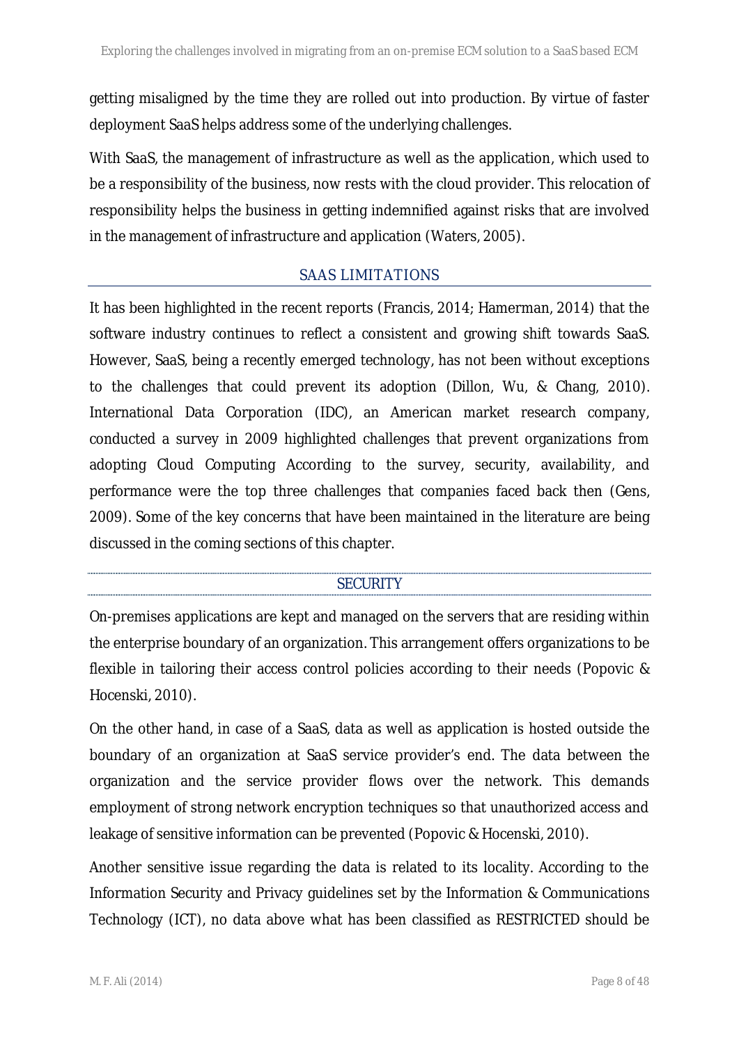getting misaligned by the time they are rolled out into production. By virtue of faster deployment SaaS helps address some of the underlying challenges.

With SaaS, the management of infrastructure as well as the application, which used to be a responsibility of the business, now rests with the cloud provider. This relocation of responsibility helps the business in getting indemnified against risks that are involved in the management of infrastructure and application (Waters, 2005).

## SAAS LIMITATIONS

It has been highlighted in the recent reports (Francis, 2014; Hamerman, 2014) that the software industry continues to reflect a consistent and growing shift towards SaaS. However, SaaS, being a recently emerged technology, has not been without exceptions to the challenges that could prevent its adoption (Dillon, Wu, & Chang, 2010). International Data Corporation (IDC), an American market research company, conducted a survey in 2009 highlighted challenges that prevent organizations from adopting Cloud Computing According to the survey, security, availability, and performance were the top three challenges that companies faced back then (Gens, 2009). Some of the key concerns that have been maintained in the literature are being discussed in the coming sections of this chapter.

### SECURITY

On-premises applications are kept and managed on the servers that are residing within the enterprise boundary of an organization. This arrangement offers organizations to be flexible in tailoring their access control policies according to their needs (Popovic & Hocenski, 2010).

On the other hand, in case of a SaaS, data as well as application is hosted outside the boundary of an organization at SaaS service provider's end. The data between the organization and the service provider flows over the network. This demands employment of strong network encryption techniques so that unauthorized access and leakage of sensitive information can be prevented (Popovic & Hocenski, 2010).

Another sensitive issue regarding the data is related to its locality. According to the Information Security and Privacy guidelines set by the Information & Communications Technology (ICT), no data above what has been classified as RESTRICTED should be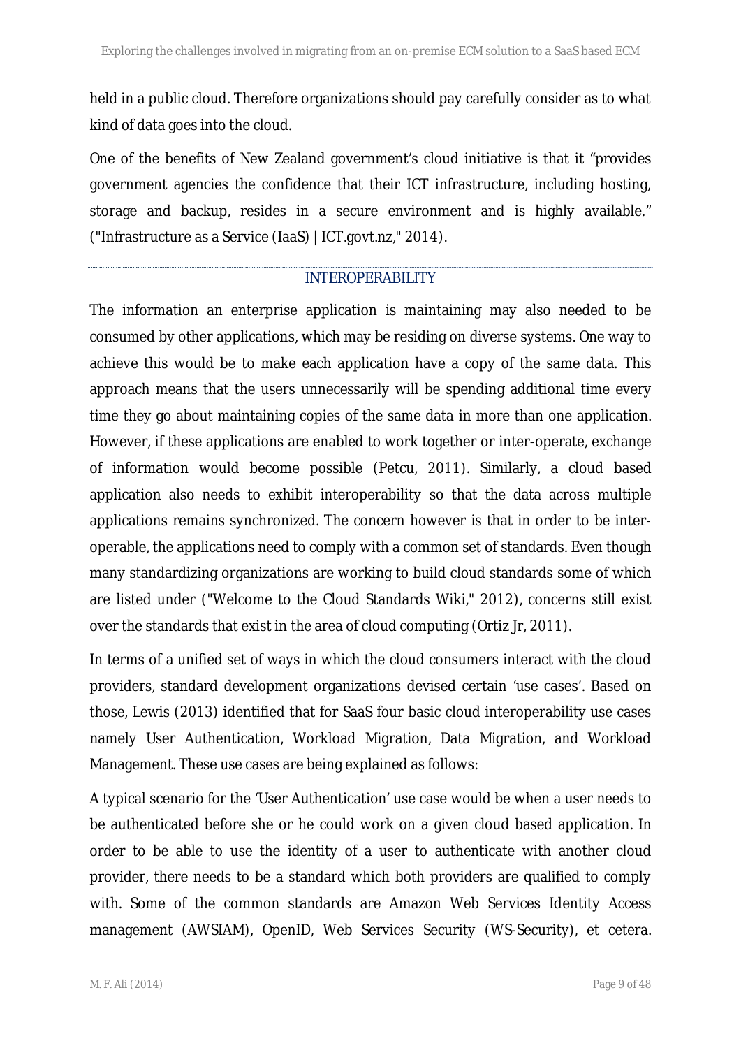held in a public cloud. Therefore organizations should pay carefully consider as to what kind of data goes into the cloud.

One of the benefits of New Zealand government's cloud initiative is that it "provides government agencies the confidence that their ICT infrastructure, including hosting, storage and backup, resides in a secure environment and is highly available." ("Infrastructure as a Service (IaaS) | ICT.govt.nz," 2014).

## INTEROPERABILITY

The information an enterprise application is maintaining may also needed to be consumed by other applications, which may be residing on diverse systems. One way to achieve this would be to make each application have a copy of the same data. This approach means that the users unnecessarily will be spending additional time every time they go about maintaining copies of the same data in more than one application. However, if these applications are enabled to work together or inter-operate, exchange of information would become possible (Petcu, 2011). Similarly, a cloud based application also needs to exhibit interoperability so that the data across multiple applications remains synchronized. The concern however is that in order to be inter-operable, the applications need to comply with a common set of standards. Even though many standardizing organizations are working to build cloud standards some of which are listed under ("Welcome to the Cloud Standards Wiki," 2012), concerns still exist over the standards that exist in the area of cloud computing (Ortiz Jr, 2011).

In terms of a unified set of ways in which the cloud consumers interact with the cloud providers, standard development organizations devised certain 'use cases'. Based on those, Lewis (2013) identified that for SaaS four basic cloud interoperability use cases namely User Authentication, Workload Migration, Data Migration, and Workload Management. These use cases are being explained as follows:

A typical scenario for the 'User Authentication' use case would be when a user needs to be authenticated before she or he could work on a given cloud based application. In order to be able to use the identity of a user to authenticate with another cloud provider, there needs to be a standard which both providers are qualified to comply with. Some of the common standards are Amazon Web Services Identity Access management (AWSIAM), OpenID, Web Services Security (WS-Security), et cetera.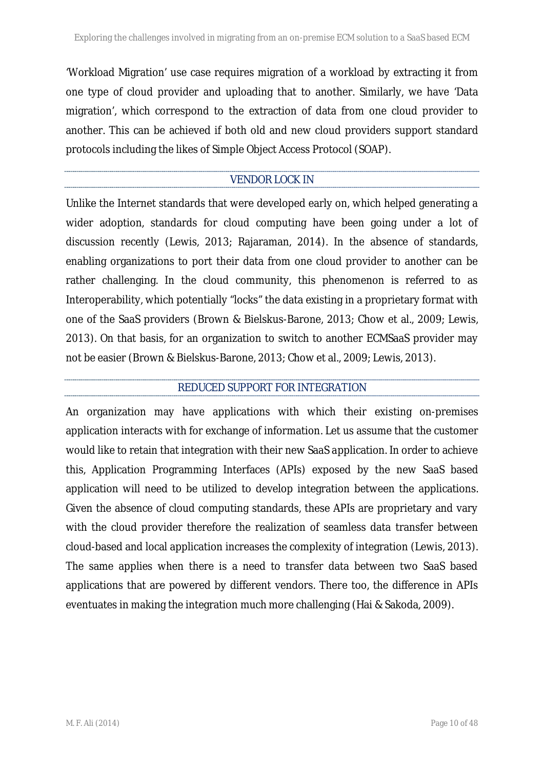'Workload Migration' use case requires migration of a workload by extracting it from one type of cloud provider and uploading that to another. Similarly, we have 'Data migration', which correspond to the extraction of data from one cloud provider to another. This can be achieved if both old and new cloud providers support standard protocols including the likes of Simple Object Access Protocol (SOAP).

### VENDOR LOCK IN

Unlike the Internet standards that were developed early on, which helped generating a wider adoption, standards for cloud computing have been going under a lot of discussion recently (Lewis, 2013; Rajaraman, 2014). In the absence of standards, enabling organizations to port their data from one cloud provider to another can be rather challenging. In the cloud community, this phenomenon is referred to as Interoperability, which potentially "locks" the data existing in a proprietary format with one of the SaaS providers (Brown & Bielskus-Barone, 2013; Chow et al., 2009; Lewis, 2013). On that basis, for an organization to switch to another ECMSaaS provider may not be easier (Brown & Bielskus-Barone, 2013; Chow et al., 2009; Lewis, 2013).

### REDUCED SUPPORT FOR INTEGRATION

An organization may have applications with which their existing on-premises application interacts with for exchange of information. Let us assume that the customer would like to retain that integration with their new SaaS application. In order to achieve this, Application Programming Interfaces (APIs) exposed by the new SaaS based application will need to be utilized to develop integration between the applications. Given the absence of cloud computing standards, these APIs are proprietary and vary with the cloud provider therefore the realization of seamless data transfer between cloud-based and local application increases the complexity of integration (Lewis, 2013). The same applies when there is a need to transfer data between two SaaS based applications that are powered by different vendors. There too, the difference in APIs eventuates in making the integration much more challenging (Hai & Sakoda, 2009).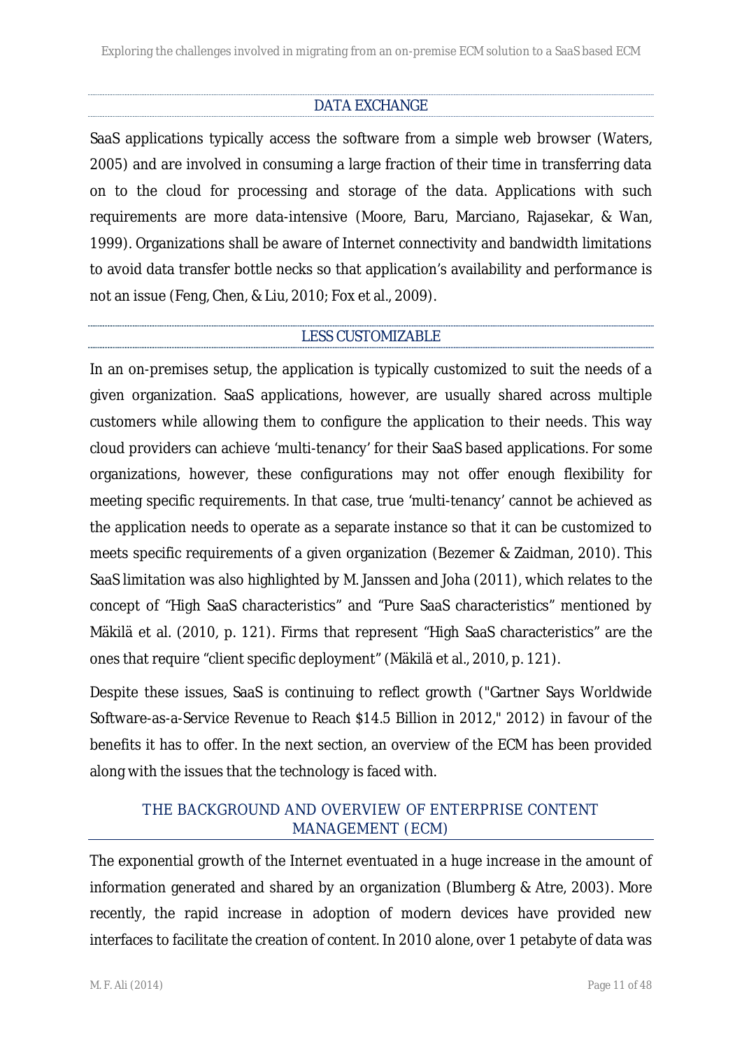### DATA EXCHANGE

SaaS applications typically access the software from a simple web browser (Waters, 2005) and are involved in consuming a large fraction of their time in transferring data on to the cloud for processing and storage of the data. Applications with such requirements are more data-intensive (Moore, Baru, Marciano, Rajasekar, & Wan, 1999). Organizations shall be aware of Internet connectivity and bandwidth limitations to avoid data transfer bottle necks so that application's availability and performance is not an issue (Feng, Chen, & Liu, 2010; Fox et al., 2009).

### LESS CUSTOMIZABLE

In an on-premises setup, the application is typically customized to suit the needs of a given organization. SaaS applications, however, are usually shared across multiple customers while allowing them to configure the application to their needs. This way cloud providers can achieve 'multi-tenancy' for their SaaS based applications. For some organizations, however, these configurations may not offer enough flexibility for meeting specific requirements. In that case, true 'multi-tenancy' cannot be achieved as the application needs to operate as a separate instance so that it can be customized to meets specific requirements of a given organization (Bezemer & Zaidman, 2010). This SaaS limitation was also highlighted by M. Janssen and Joha (2011), which relates to the concept of "High SaaS characteristics" and "Pure SaaS characteristics" mentioned by Mäkilä et al. (2010, p. 121). Firms that represent "High SaaS characteristics" are the ones that require "client specific deployment" (Mäkilä et al., 2010, p. 121).

Despite these issues, SaaS is continuing to reflect growth ("Gartner Says Worldwide Software-as-a-Service Revenue to Reach $14.5 Billion in 2012," 2012) in favour of the benefits it has to offer. In the next section, an overview of the ECM has been provided along with the issues that the technology is faced with.

## THE BACKGROUND AND OVERVIEW OF ENTERPRISE CONTENT MANAGEMENT (ECM)

The exponential growth of the Internet eventuated in a huge increase in the amount of information generated and shared by an organization (Blumberg & Atre, 2003). More recently, the rapid increase in adoption of modern devices have provided new interfaces to facilitate the creation of content. In 2010 alone, over 1 petabyte of data was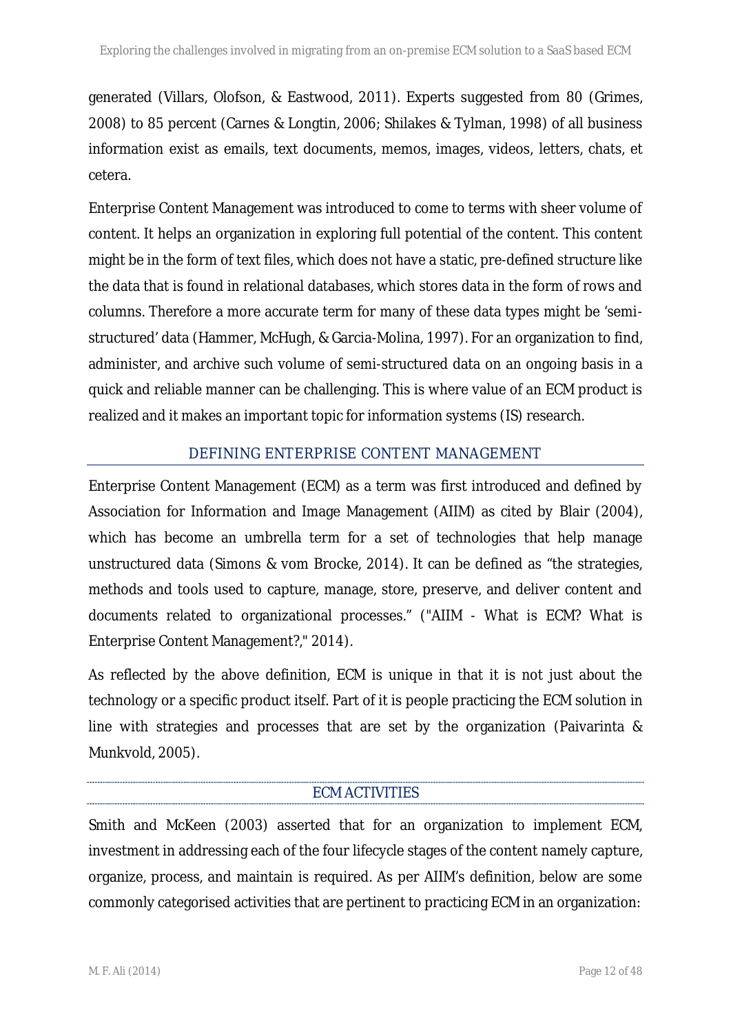generated (Villars, Olofson, & Eastwood, 2011). Experts suggested from 80 (Grimes, 2008) to 85 percent (Carnes & Longtin, 2006; Shilakes & Tylman, 1998) of all business information exist as emails, text documents, memos, images, videos, letters, chats, et cetera.

Enterprise Content Management was introduced to come to terms with sheer volume of content. It helps an organization in exploring full potential of the content. This content might be in the form of text files, which does not have a static, pre-defined structure like the data that is found in relational databases, which stores data in the form of rows and columns. Therefore a more accurate term for many of these data types might be 'semi-structured' data (Hammer, McHugh, & Garcia-Molina, 1997). For an organization to find, administer, and archive such volume of semi-structured data on an ongoing basis in a quick and reliable manner can be challenging. This is where value of an ECM product is realized and it makes an important topic for information systems (IS) research.

## DEFINING ENTERPRISE CONTENT MANAGEMENT

Enterprise Content Management (ECM) as a term was first introduced and defined by Association for Information and Image Management (AIIM) as cited by Blair (2004), which has become an umbrella term for a set of technologies that help manage unstructured data (Simons & vom Brocke, 2014). It can be defined as "the strategies, methods and tools used to capture, manage, store, preserve, and deliver content and documents related to organizational processes." ("AIIM - What is ECM? What is Enterprise Content Management?," 2014).

As reflected by the above definition, ECM is unique in that it is not just about the technology or a specific product itself. Part of it is people practicing the ECM solution in line with strategies and processes that are set by the organization (Paivarinta & Munkvold, 2005).

### ECM ACTIVITIES

Smith and McKeen (2003) asserted that for an organization to implement ECM, investment in addressing each of the four lifecycle stages of the content namely capture, organize, process, and maintain is required. As per AIIM's definition, below are some commonly categorised activities that are pertinent to practicing ECM in an organization: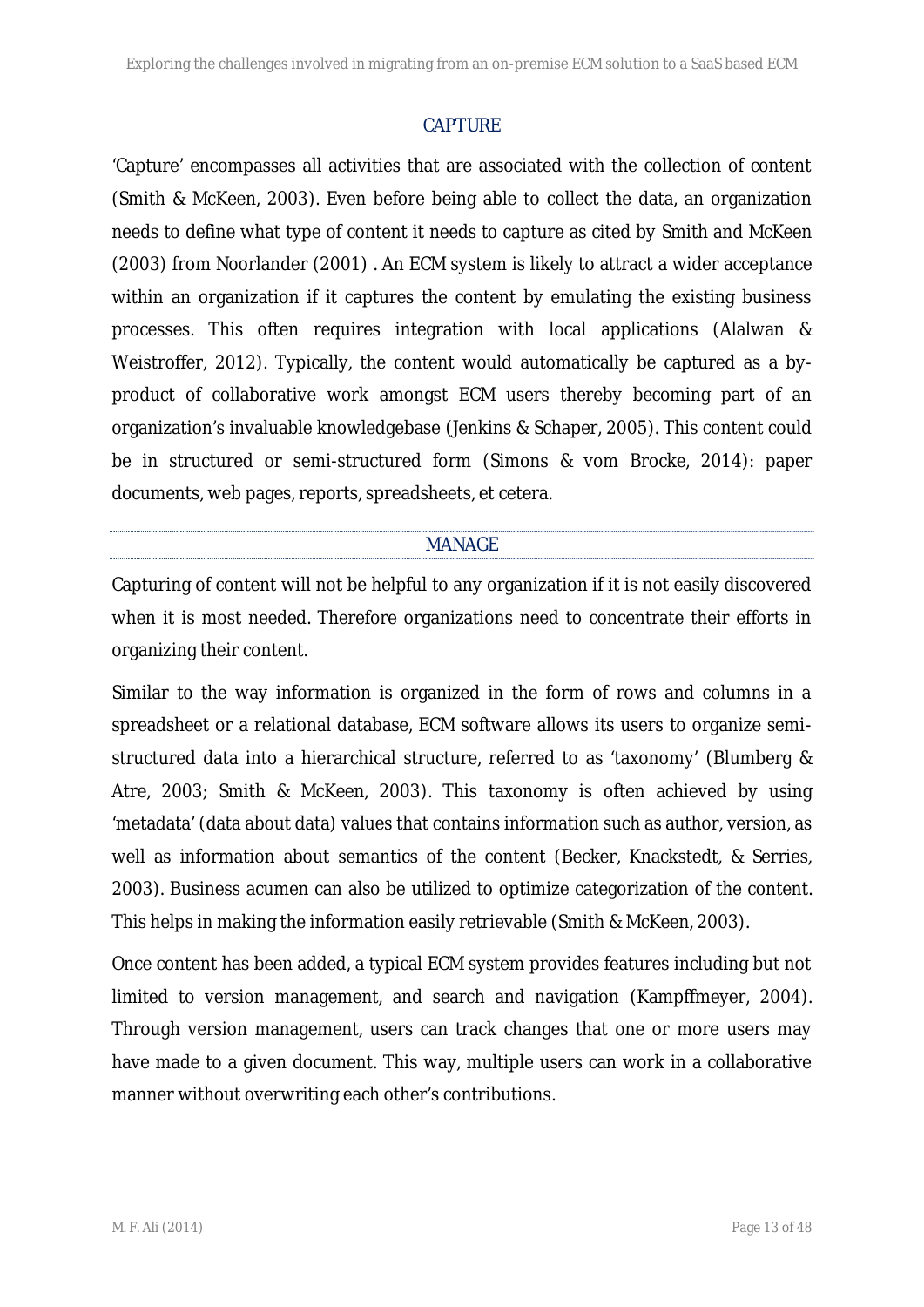### CAPTURE

'Capture' encompasses all activities that are associated with the collection of content (Smith & McKeen, 2003). Even before being able to collect the data, an organization needs to define what type of content it needs to capture as cited by Smith and McKeen (2003) from Noorlander (2001) . An ECM system is likely to attract a wider acceptance within an organization if it captures the content by emulating the existing business processes. This often requires integration with local applications (Alalwan & Weistroffer, 2012). Typically, the content would automatically be captured as a by-product of collaborative work amongst ECM users thereby becoming part of an organization's invaluable knowledgebase (Jenkins & Schaper, 2005). This content could be in structured or semi-structured form (Simons & vom Brocke, 2014): paper documents, web pages, reports, spreadsheets, et cetera.

### MANAGE

Capturing of content will not be helpful to any organization if it is not easily discovered when it is most needed. Therefore organizations need to concentrate their efforts in organizing their content.

Similar to the way information is organized in the form of rows and columns in a spreadsheet or a relational database, ECM software allows its users to organize semi-structured data into a hierarchical structure, referred to as 'taxonomy' (Blumberg & Atre, 2003; Smith & McKeen, 2003). This taxonomy is often achieved by using 'metadata' (data about data) values that contains information such as author, version, as well as information about semantics of the content (Becker, Knackstedt, & Serries, 2003). Business acumen can also be utilized to optimize categorization of the content. This helps in making the information easily retrievable (Smith & McKeen, 2003).

Once content has been added, a typical ECM system provides features including but not limited to version management, and search and navigation (Kampffmeyer, 2004). Through version management, users can track changes that one or more users may have made to a given document. This way, multiple users can work in a collaborative manner without overwriting each other's contributions.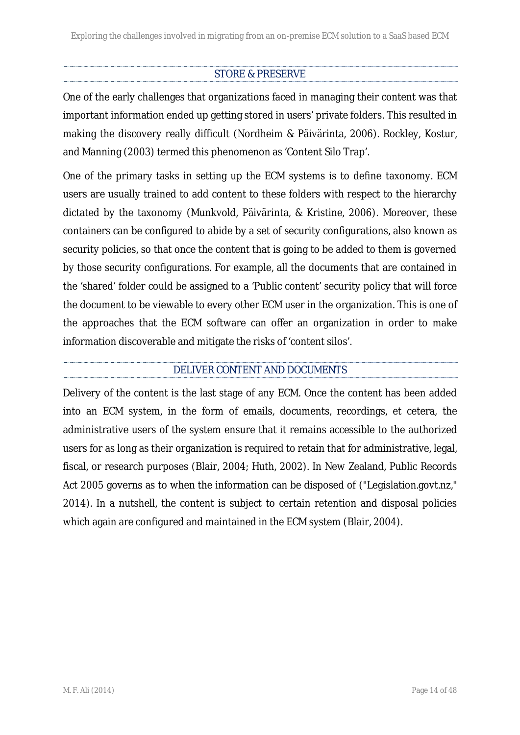### STORE & PRESERVE

One of the early challenges that organizations faced in managing their content was that important information ended up getting stored in users' private folders. This resulted in making the discovery really difficult (Nordheim & Päivärinta, 2006). Rockley, Kostur, and Manning (2003) termed this phenomenon as 'Content Silo Trap'.

One of the primary tasks in setting up the ECM systems is to define taxonomy. ECM users are usually trained to add content to these folders with respect to the hierarchy dictated by the taxonomy (Munkvold, Päivärinta, & Kristine, 2006). Moreover, these containers can be configured to abide by a set of security configurations, also known as security policies, so that once the content that is going to be added to them is governed by those security configurations. For example, all the documents that are contained in the 'shared' folder could be assigned to a 'Public content' security policy that will force the document to be viewable to every other ECM user in the organization. This is one of the approaches that the ECM software can offer an organization in order to make information discoverable and mitigate the risks of 'content silos'.

### DELIVER CONTENT AND DOCUMENTS

Delivery of the content is the last stage of any ECM. Once the content has been added into an ECM system, in the form of emails, documents, recordings, et cetera, the administrative users of the system ensure that it remains accessible to the authorized users for as long as their organization is required to retain that for administrative, legal, fiscal, or research purposes (Blair, 2004; Huth, 2002). In New Zealand, Public Records Act 2005 governs as to when the information can be disposed of ("Legislation.govt.nz," 2014). In a nutshell, the content is subject to certain retention and disposal policies which again are configured and maintained in the ECM system (Blair, 2004).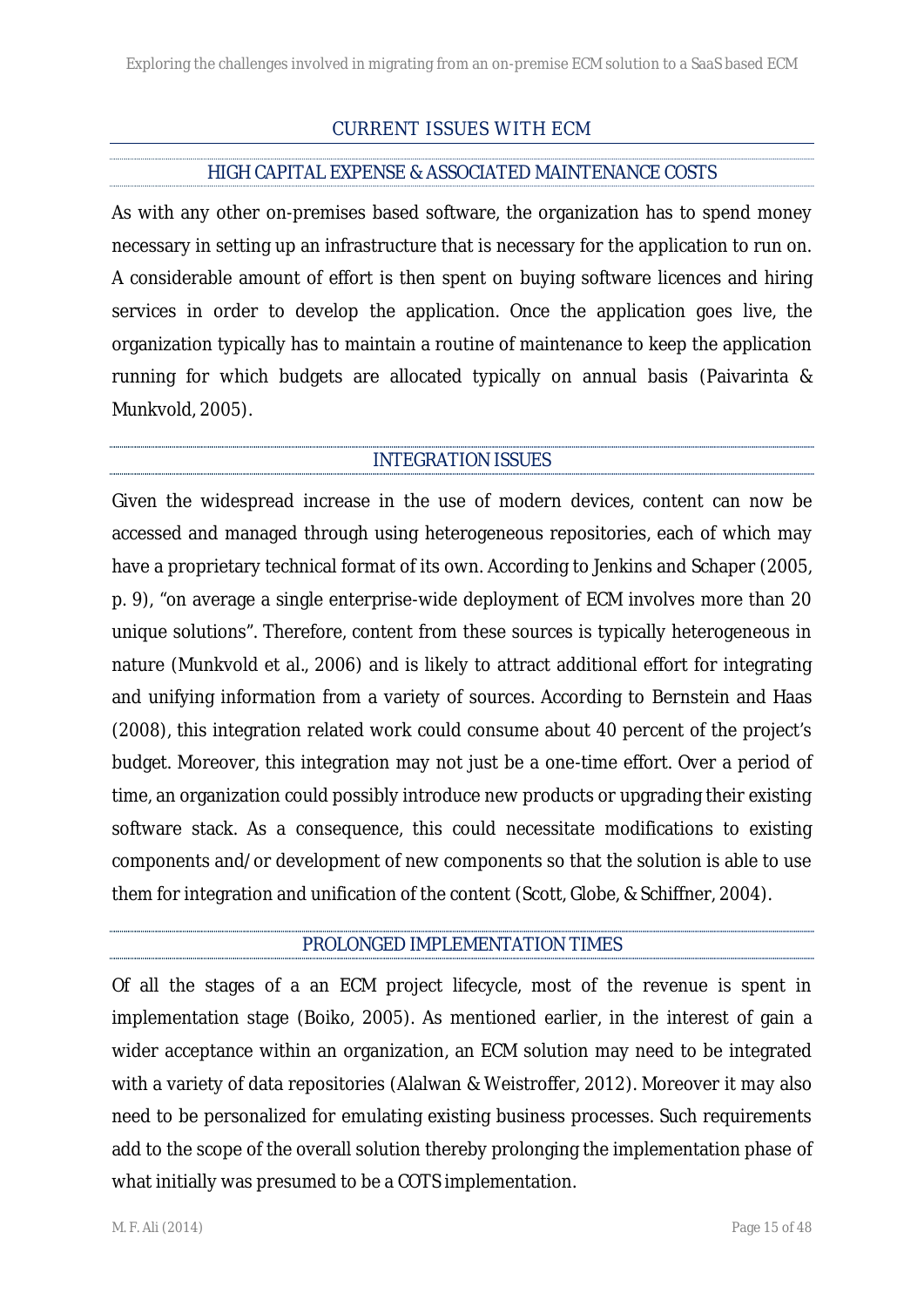## CURRENT ISSUES WITH ECM

### HIGH CAPITAL EXPENSE & ASSOCIATED MAINTENANCE COSTS

As with any other on-premises based software, the organization has to spend money necessary in setting up an infrastructure that is necessary for the application to run on. A considerable amount of effort is then spent on buying software licences and hiring services in order to develop the application. Once the application goes live, the organization typically has to maintain a routine of maintenance to keep the application running for which budgets are allocated typically on annual basis (Paivarinta & Munkvold, 2005).

### INTEGRATION ISSUES

Given the widespread increase in the use of modern devices, content can now be accessed and managed through using heterogeneous repositories, each of which may have a proprietary technical format of its own. According to Jenkins and Schaper (2005, p. 9), "on average a single enterprise-wide deployment of ECM involves more than 20 unique solutions". Therefore, content from these sources is typically heterogeneous in nature (Munkvold et al., 2006) and is likely to attract additional effort for integrating and unifying information from a variety of sources. According to Bernstein and Haas (2008), this integration related work could consume about 40 percent of the project's budget. Moreover, this integration may not just be a one-time effort. Over a period of time, an organization could possibly introduce new products or upgrading their existing software stack. As a consequence, this could necessitate modifications to existing components and/or development of new components so that the solution is able to use them for integration and unification of the content (Scott, Globe, & Schiffner, 2004).

### PROLONGED IMPLEMENTATION TIMES

Of all the stages of a an ECM project lifecycle, most of the revenue is spent in implementation stage (Boiko, 2005). As mentioned earlier, in the interest of gain a wider acceptance within an organization, an ECM solution may need to be integrated with a variety of data repositories (Alalwan & Weistroffer, 2012). Moreover it may also need to be personalized for emulating existing business processes. Such requirements add to the scope of the overall solution thereby prolonging the implementation phase of what initially was presumed to be a COTS implementation.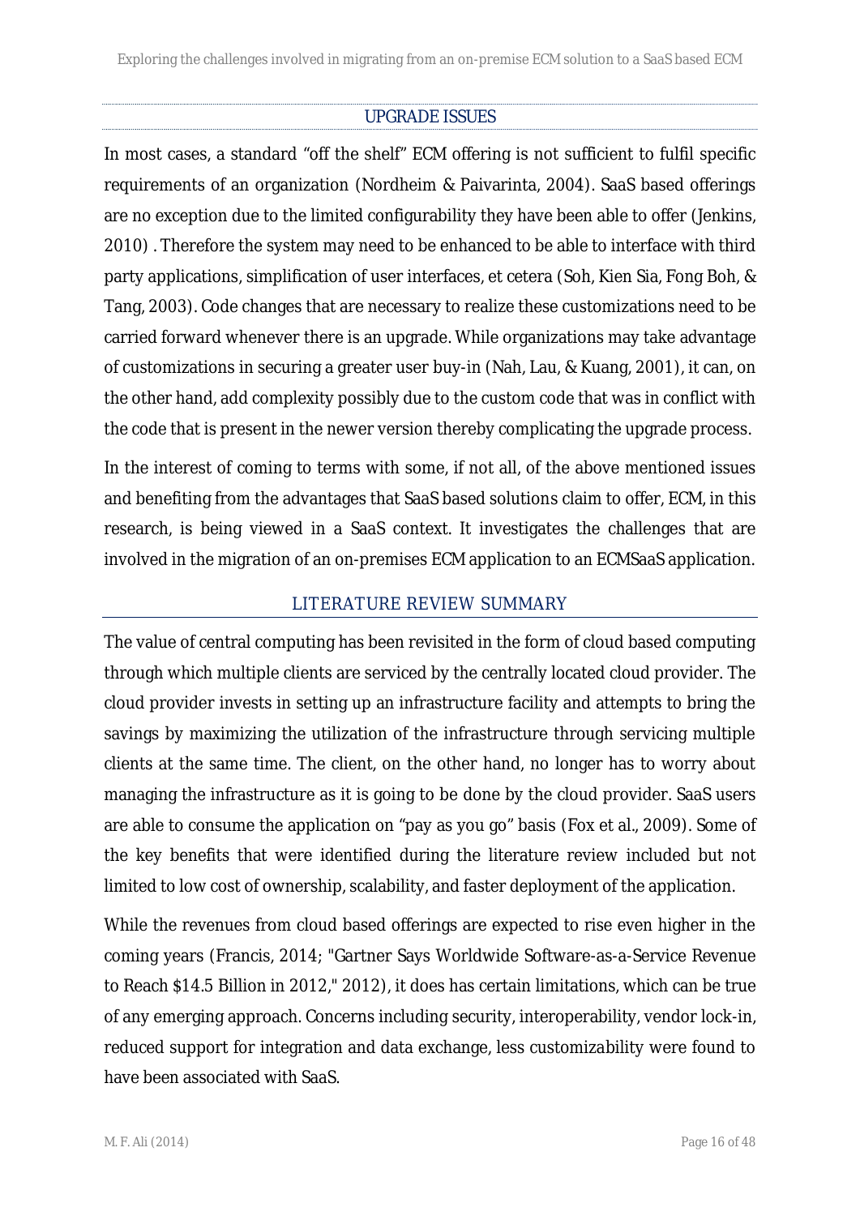### UPGRADE ISSUES

In most cases, a standard "off the shelf" ECM offering is not sufficient to fulfil specific requirements of an organization (Nordheim & Paivarinta, 2004). SaaS based offerings are no exception due to the limited configurability they have been able to offer (Jenkins, 2010) . Therefore the system may need to be enhanced to be able to interface with third party applications, simplification of user interfaces, et cetera (Soh, Kien Sia, Fong Boh, & Tang, 2003). Code changes that are necessary to realize these customizations need to be carried forward whenever there is an upgrade. While organizations may take advantage of customizations in securing a greater user buy-in (Nah, Lau, & Kuang, 2001), it can, on the other hand, add complexity possibly due to the custom code that was in conflict with the code that is present in the newer version thereby complicating the upgrade process.

In the interest of coming to terms with some, if not all, of the above mentioned issues and benefiting from the advantages that SaaS based solutions claim to offer, ECM, in this research, is being viewed in a SaaS context. It investigates the challenges that are involved in the migration of an on-premises ECM application to an ECMSaaS application.

## LITERATURE REVIEW SUMMARY

The value of central computing has been revisited in the form of cloud based computing through which multiple clients are serviced by the centrally located cloud provider. The cloud provider invests in setting up an infrastructure facility and attempts to bring the savings by maximizing the utilization of the infrastructure through servicing multiple clients at the same time. The client, on the other hand, no longer has to worry about managing the infrastructure as it is going to be done by the cloud provider. SaaS users are able to consume the application on "pay as you go" basis (Fox et al., 2009). Some of the key benefits that were identified during the literature review included but not limited to low cost of ownership, scalability, and faster deployment of the application.

While the revenues from cloud based offerings are expected to rise even higher in the coming years (Francis, 2014; "Gartner Says Worldwide Software-as-a-Service Revenue to Reach $14.5 Billion in 2012," 2012), it does has certain limitations, which can be true of any emerging approach. Concerns including security, interoperability, vendor lock-in, reduced support for integration and data exchange, less customizability were found to have been associated with SaaS.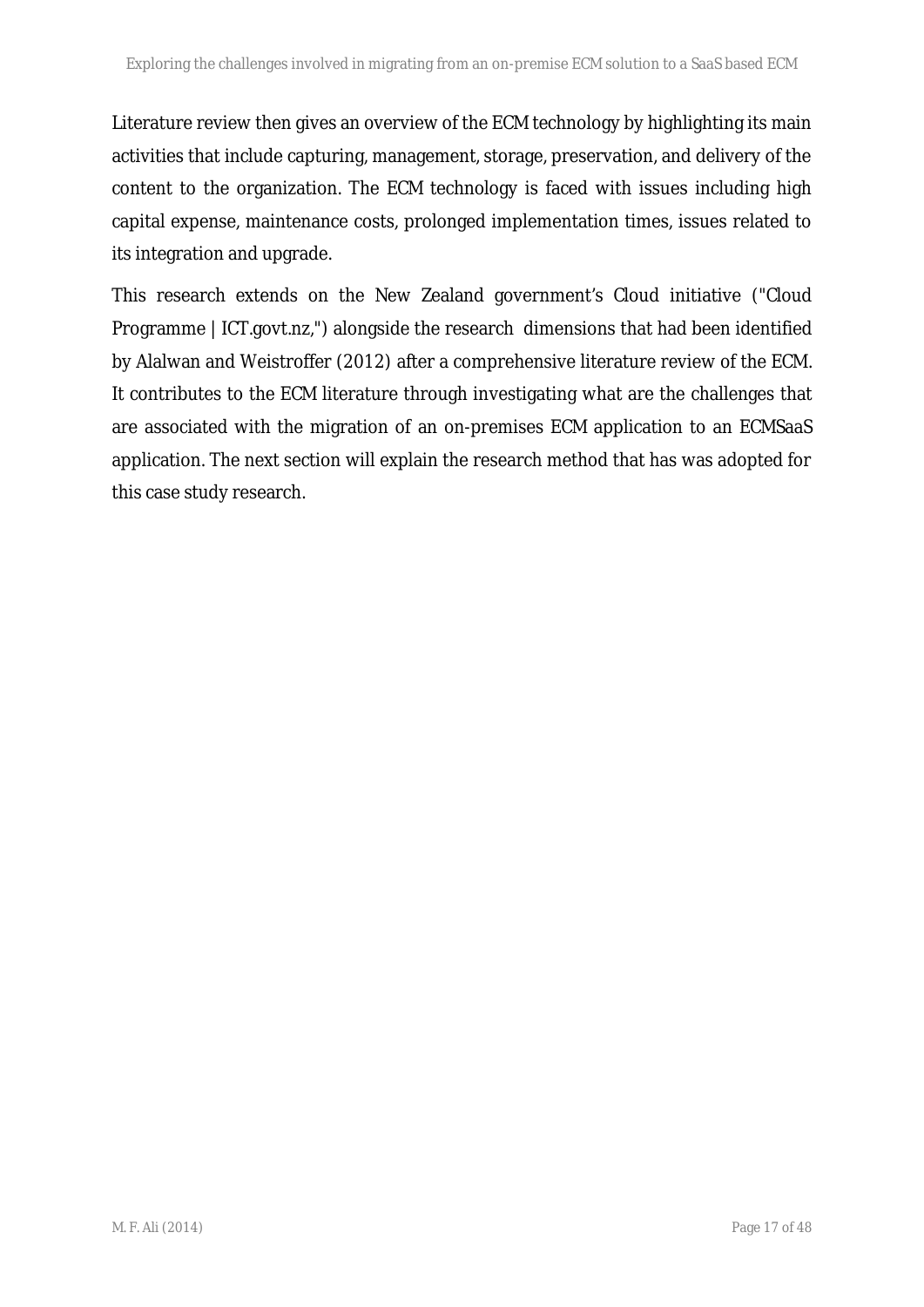Literature review then gives an overview of the ECM technology by highlighting its main activities that include capturing, management, storage, preservation, and delivery of the content to the organization. The ECM technology is faced with issues including high capital expense, maintenance costs, prolonged implementation times, issues related to its integration and upgrade.

This research extends on the New Zealand government's Cloud initiative ("Cloud Programme | ICT.govt.nz,") alongside the research dimensions that had been identified by Alalwan and Weistroffer (2012) after a comprehensive literature review of the ECM. It contributes to the ECM literature through investigating what are the challenges that are associated with the migration of an on-premises ECM application to an ECMSaaS application. The next section will explain the research method that has was adopted for this case study research.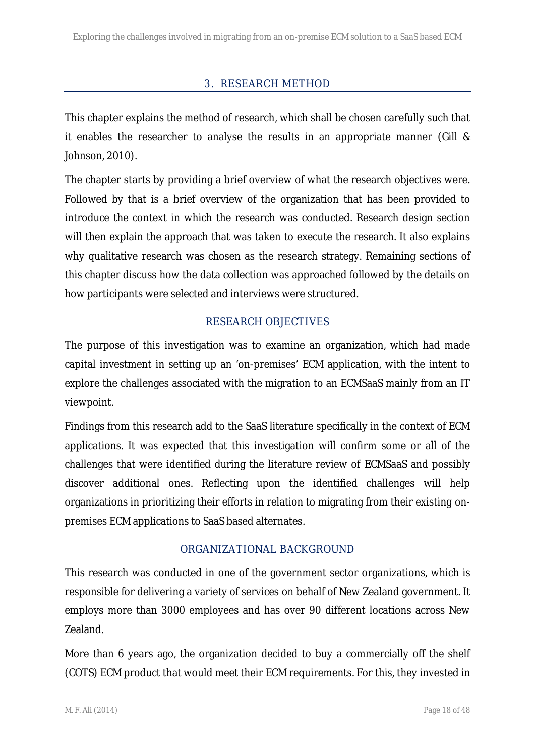# 3. RESEARCH METHOD

This chapter explains the method of research, which shall be chosen carefully such that it enables the researcher to analyse the results in an appropriate manner (Gill & Johnson, 2010).

The chapter starts by providing a brief overview of what the research objectives were. Followed by that is a brief overview of the organization that has been provided to introduce the context in which the research was conducted. Research design section will then explain the approach that was taken to execute the research. It also explains why qualitative research was chosen as the research strategy. Remaining sections of this chapter discuss how the data collection was approached followed by the details on how participants were selected and interviews were structured.

## RESEARCH OBJECTIVES

The purpose of this investigation was to examine an organization, which had made capital investment in setting up an 'on-premises' ECM application, with the intent to explore the challenges associated with the migration to an ECMSaaS mainly from an IT viewpoint.

Findings from this research add to the SaaS literature specifically in the context of ECM applications. It was expected that this investigation will confirm some or all of the challenges that were identified during the literature review of ECMSaaS and possibly discover additional ones. Reflecting upon the identified challenges will help organizations in prioritizing their efforts in relation to migrating from their existing on-premises ECM applications to SaaS based alternates.

## ORGANIZATIONAL BACKGROUND

This research was conducted in one of the government sector organizations, which is responsible for delivering a variety of services on behalf of New Zealand government. It employs more than 3000 employees and has over 90 different locations across New Zealand.

More than 6 years ago, the organization decided to buy a commercially off the shelf (COTS) ECM product that would meet their ECM requirements. For this, they invested in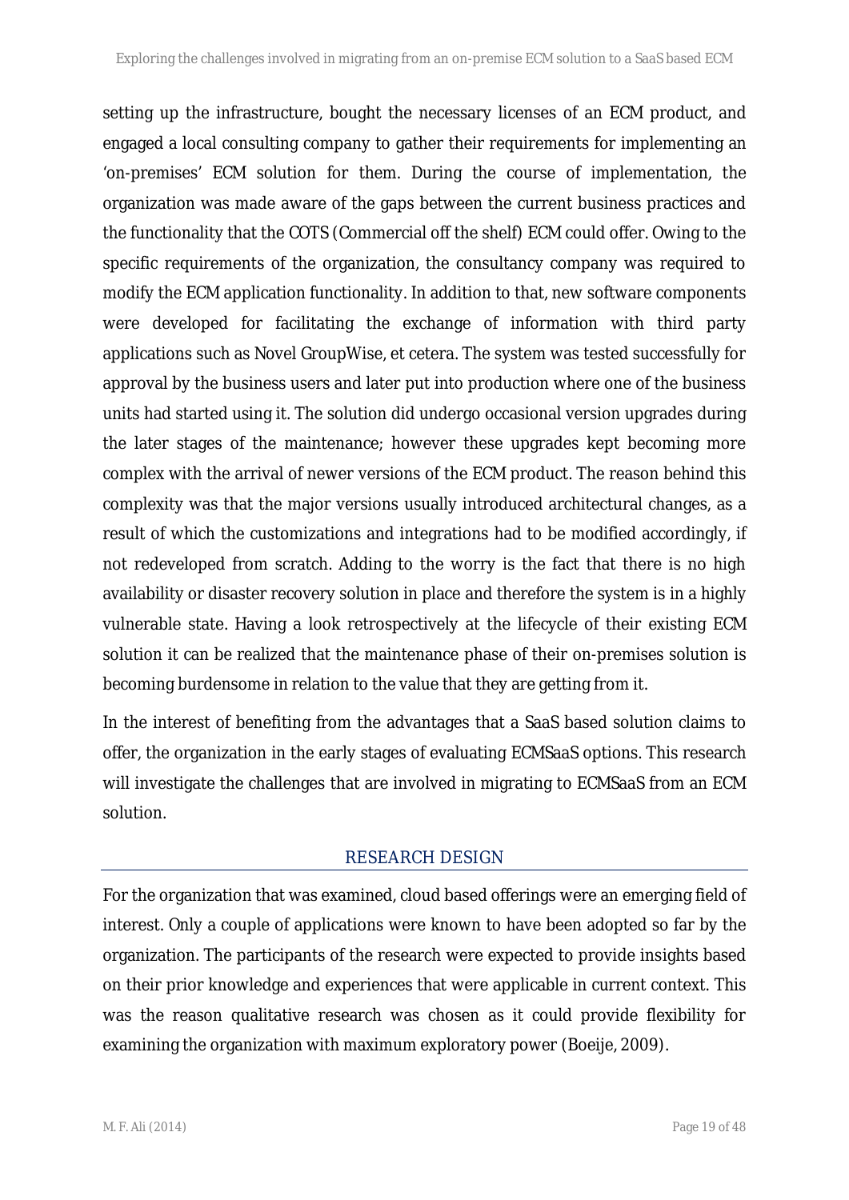setting up the infrastructure, bought the necessary licenses of an ECM product, and engaged a local consulting company to gather their requirements for implementing an 'on-premises' ECM solution for them. During the course of implementation, the organization was made aware of the gaps between the current business practices and the functionality that the COTS (Commercial off the shelf) ECM could offer. Owing to the specific requirements of the organization, the consultancy company was required to modify the ECM application functionality. In addition to that, new software components were developed for facilitating the exchange of information with third party applications such as Novel GroupWise, et cetera. The system was tested successfully for approval by the business users and later put into production where one of the business units had started using it. The solution did undergo occasional version upgrades during the later stages of the maintenance; however these upgrades kept becoming more complex with the arrival of newer versions of the ECM product. The reason behind this complexity was that the major versions usually introduced architectural changes, as a result of which the customizations and integrations had to be modified accordingly, if not redeveloped from scratch. Adding to the worry is the fact that there is no high availability or disaster recovery solution in place and therefore the system is in a highly vulnerable state. Having a look retrospectively at the lifecycle of their existing ECM solution it can be realized that the maintenance phase of their on-premises solution is becoming burdensome in relation to the value that they are getting from it.

In the interest of benefiting from the advantages that a SaaS based solution claims to offer, the organization in the early stages of evaluating ECMSaaS options. This research will investigate the challenges that are involved in migrating to ECMSaaS from an ECM solution.

## RESEARCH DESIGN

For the organization that was examined, cloud based offerings were an emerging field of interest. Only a couple of applications were known to have been adopted so far by the organization. The participants of the research were expected to provide insights based on their prior knowledge and experiences that were applicable in current context. This was the reason qualitative research was chosen as it could provide flexibility for examining the organization with maximum exploratory power (Boeije, 2009).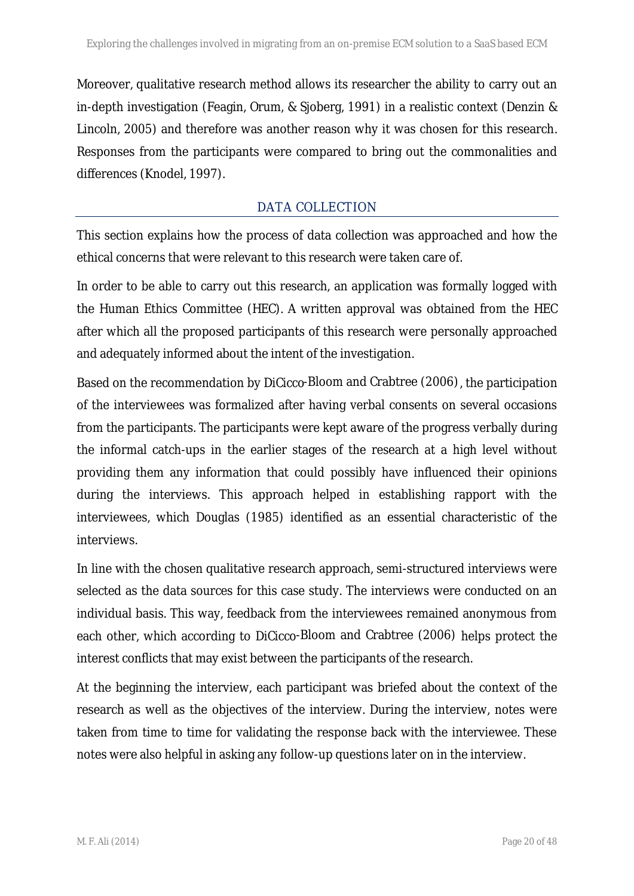Moreover, qualitative research method allows its researcher the ability to carry out an in-depth investigation (Feagin, Orum, & Sjoberg, 1991) in a realistic context (Denzin & Lincoln, 2005) and therefore was another reason why it was chosen for this research. Responses from the participants were compared to bring out the commonalities and differences (Knodel, 1997).

## DATA COLLECTION

This section explains how the process of data collection was approached and how the ethical concerns that were relevant to this research were taken care of.

In order to be able to carry out this research, an application was formally logged with the Human Ethics Committee (HEC). A written approval was obtained from the HEC after which all the proposed participants of this research were personally approached and adequately informed about the intent of the investigation.

Based on the recommendation by DiCicco-Bloom and Crabtree (2006), the participation of the interviewees was formalized after having verbal consents on several occasions from the participants. The participants were kept aware of the progress verbally during the informal catch-ups in the earlier stages of the research at a high level without providing them any information that could possibly have influenced their opinions during the interviews. This approach helped in establishing rapport with the interviewees, which Douglas (1985) identified as an essential characteristic of the interviews.

In line with the chosen qualitative research approach, semi-structured interviews were selected as the data sources for this case study. The interviews were conducted on an individual basis. This way, feedback from the interviewees remained anonymous from each other, which according to DiCicco-Bloom and Crabtree (2006) helps protect the interest conflicts that may exist between the participants of the research.

At the beginning the interview, each participant was briefed about the context of the research as well as the objectives of the interview. During the interview, notes were taken from time to time for validating the response back with the interviewee. These notes were also helpful in asking any follow-up questions later on in the interview.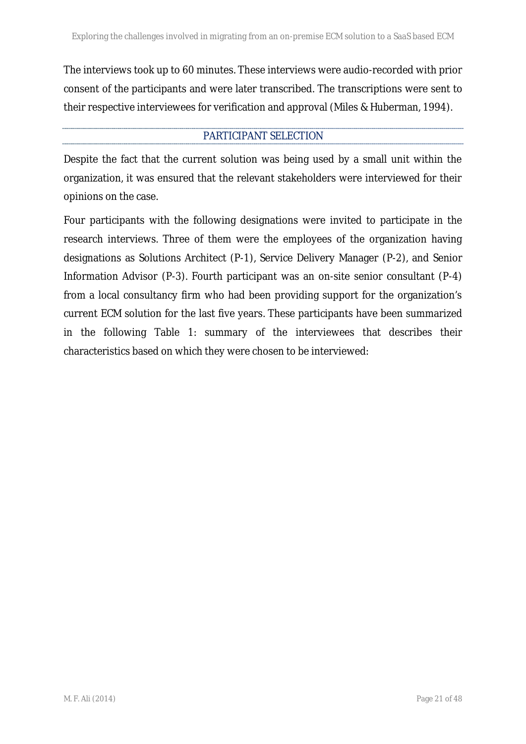The interviews took up to 60 minutes. These interviews were audio-recorded with prior consent of the participants and were later transcribed. The transcriptions were sent to their respective interviewees for verification and approval (Miles & Huberman, 1994).

## PARTICIPANT SELECTION

Despite the fact that the current solution was being used by a small unit within the organization, it was ensured that the relevant stakeholders were interviewed for their opinions on the case.

Four participants with the following designations were invited to participate in the research interviews. Three of them were the employees of the organization having designations as Solutions Architect (P-1), Service Delivery Manager (P-2), and Senior Information Advisor (P-3). Fourth participant was an on-site senior consultant (P-4) from a local consultancy firm who had been providing support for the organization's current ECM solution for the last five years. These participants have been summarized in the following Table 1: summary of the interviewees that describes their characteristics based on which they were chosen to be interviewed: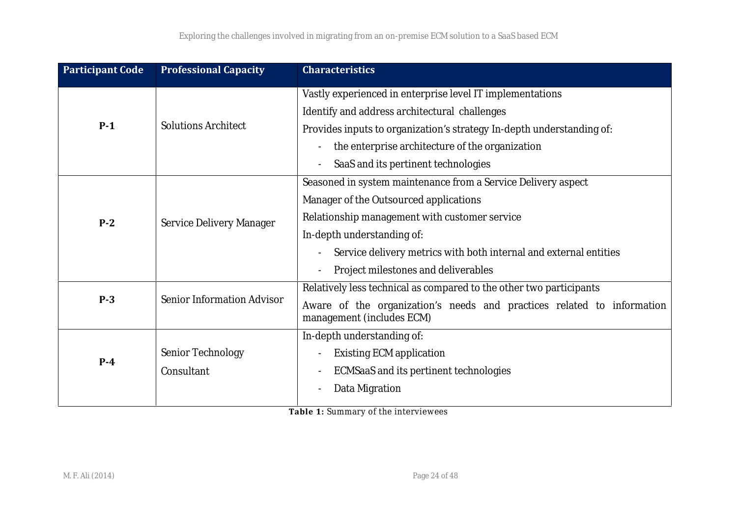| Participant Code | Professional Capacity | Characteristics |
|---|---|---|
| **P-1** | Solutions Architect | Vastly experienced in enterprise level IT implementations<br>Identify and address architectural challenges<br>Provides inputs to organization's strategy In-depth understanding of:<br>- the enterprise architecture of the organization<br>- SaaS and its pertinent technologies |
| **P-2** | Service Delivery Manager | Seasoned in system maintenance from a Service Delivery aspect<br>Manager of the Outsourced applications<br>Relationship management with customer service<br>In-depth understanding of:<br>- Service delivery metrics with both internal and external entities<br>- Project milestones and deliverables |
| **P-3** | Senior Information Advisor | Relatively less technical as compared to the other two participants<br>Aware of the organization's needs and practices related to information management (includes ECM) |
| **P-4** | Senior Technology Consultant | In-depth understanding of:<br>- Existing ECM application<br>- ECMSaaS and its pertinent technologies<br>- Data Migration |

**Table 1:** Summary of the interviewees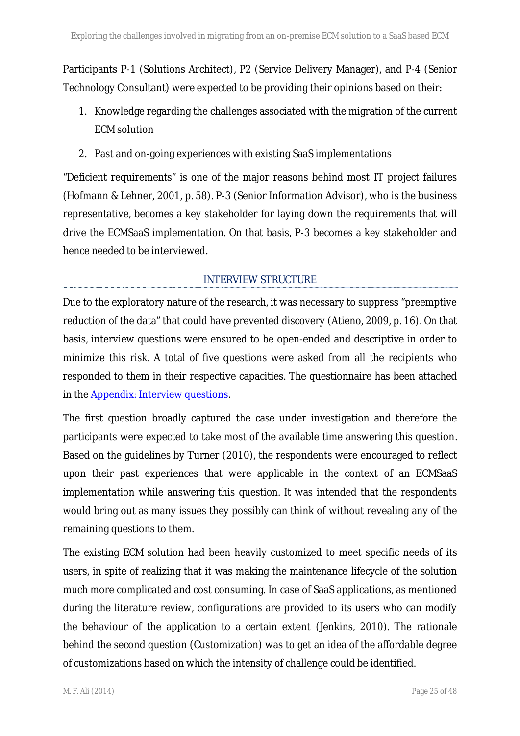Participants P-1 (Solutions Architect), P2 (Service Delivery Manager), and P-4 (Senior Technology Consultant) were expected to be providing their opinions based on their:

1. Knowledge regarding the challenges associated with the migration of the current ECM solution
2. Past and on-going experiences with existing SaaS implementations

"Deficient requirements" is one of the major reasons behind most IT project failures (Hofmann & Lehner, 2001, p. 58). P-3 (Senior Information Advisor), who is the business representative, becomes a key stakeholder for laying down the requirements that will drive the ECMSaaS implementation. On that basis, P-3 becomes a key stakeholder and hence needed to be interviewed.

## INTERVIEW STRUCTURE

Due to the exploratory nature of the research, it was necessary to suppress "preemptive reduction of the data" that could have prevented discovery (Atieno, 2009, p. 16). On that basis, interview questions were ensured to be open-ended and descriptive in order to minimize this risk. A total of five questions were asked from all the recipients who responded to them in their respective capacities. The questionnaire has been attached in the Appendix: Interview questions.

The first question broadly captured the case under investigation and therefore the participants were expected to take most of the available time answering this question. Based on the guidelines by Turner (2010), the respondents were encouraged to reflect upon their past experiences that were applicable in the context of an ECMSaaS implementation while answering this question. It was intended that the respondents would bring out as many issues they possibly can think of without revealing any of the remaining questions to them.

The existing ECM solution had been heavily customized to meet specific needs of its users, in spite of realizing that it was making the maintenance lifecycle of the solution much more complicated and cost consuming. In case of SaaS applications, as mentioned during the literature review, configurations are provided to its users who can modify the behaviour of the application to a certain extent (Jenkins, 2010). The rationale behind the second question (Customization) was to get an idea of the affordable degree of customizations based on which the intensity of challenge could be identified.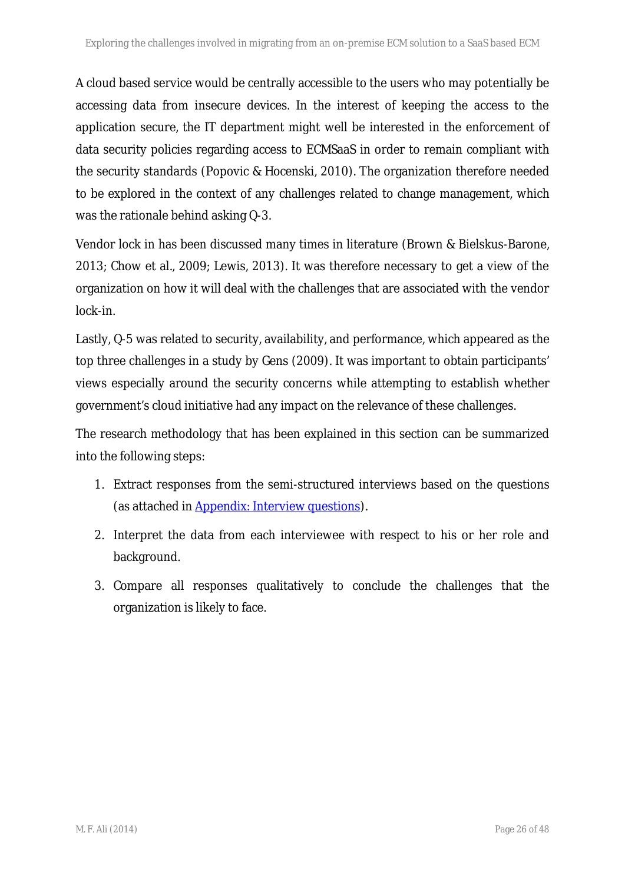A cloud based service would be centrally accessible to the users who may potentially be accessing data from insecure devices. In the interest of keeping the access to the application secure, the IT department might well be interested in the enforcement of data security policies regarding access to ECMSaaS in order to remain compliant with the security standards (Popovic & Hocenski, 2010). The organization therefore needed to be explored in the context of any challenges related to change management, which was the rationale behind asking Q-3.

Vendor lock in has been discussed many times in literature (Brown & Bielskus-Barone, 2013; Chow et al., 2009; Lewis, 2013). It was therefore necessary to get a view of the organization on how it will deal with the challenges that are associated with the vendor lock-in.

Lastly, Q-5 was related to security, availability, and performance, which appeared as the top three challenges in a study by Gens (2009). It was important to obtain participants' views especially around the security concerns while attempting to establish whether government's cloud initiative had any impact on the relevance of these challenges.

The research methodology that has been explained in this section can be summarized into the following steps:

1. Extract responses from the semi-structured interviews based on the questions (as attached in Appendix: Interview questions).
2. Interpret the data from each interviewee with respect to his or her role and background.
3. Compare all responses qualitatively to conclude the challenges that the organization is likely to face.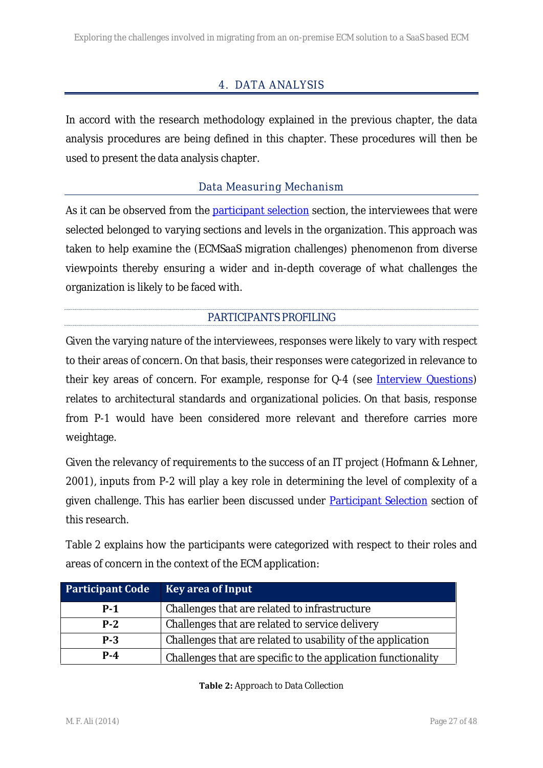# 4. DATA ANALYSIS

In accord with the research methodology explained in the previous chapter, the data analysis procedures are being defined in this chapter. These procedures will then be used to present the data analysis chapter.

## Data Measuring Mechanism

As it can be observed from the participant selection section, the interviewees that were selected belonged to varying sections and levels in the organization. This approach was taken to help examine the (ECMSaaS migration challenges) phenomenon from diverse viewpoints thereby ensuring a wider and in-depth coverage of what challenges the organization is likely to be faced with.

### PARTICIPANTS PROFILING

Given the varying nature of the interviewees, responses were likely to vary with respect to their areas of concern. On that basis, their responses were categorized in relevance to their key areas of concern. For example, response for Q-4 (see Interview Questions) relates to architectural standards and organizational policies. On that basis, response from P-1 would have been considered more relevant and therefore carries more weightage.

Given the relevancy of requirements to the success of an IT project (Hofmann & Lehner, 2001), inputs from P-2 will play a key role in determining the level of complexity of a given challenge. This has earlier been discussed under Participant Selection section of this research.

Table 2 explains how the participants were categorized with respect to their roles and areas of concern in the context of the ECM application:

| Participant Code | Key area of Input |
|---|---|
| **P-1** | Challenges that are related to infrastructure |
| **P-2** | Challenges that are related to service delivery |
| **P-3** | Challenges that are related to usability of the application |
| **P-4** | Challenges that are specific to the application functionality |

**Table 2:** Approach to Data Collection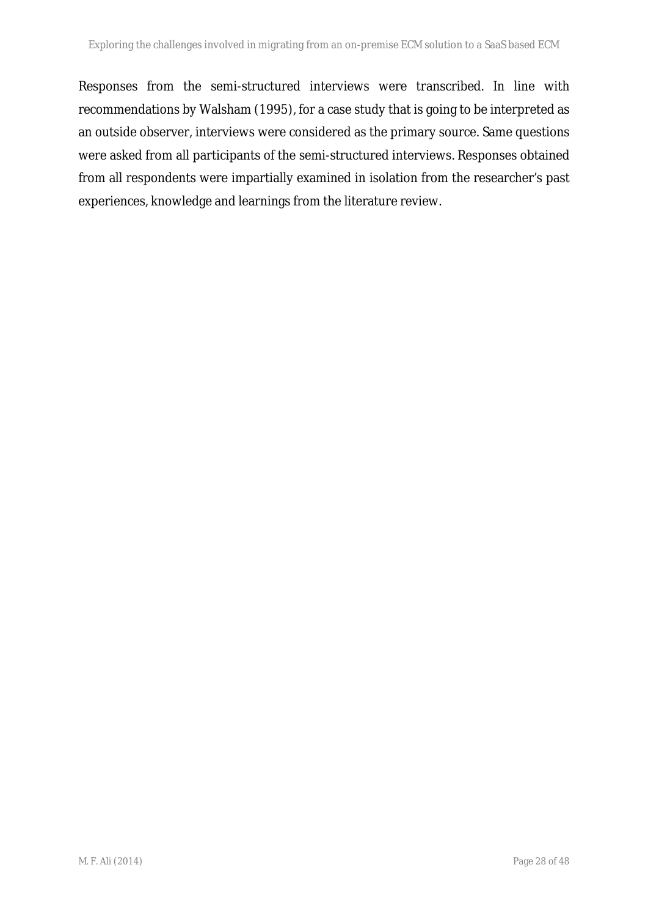Responses from the semi-structured interviews were transcribed. In line with recommendations by Walsham (1995), for a case study that is going to be interpreted as an outside observer, interviews were considered as the primary source. Same questions were asked from all participants of the semi-structured interviews. Responses obtained from all respondents were impartially examined in isolation from the researcher's past experiences, knowledge and learnings from the literature review.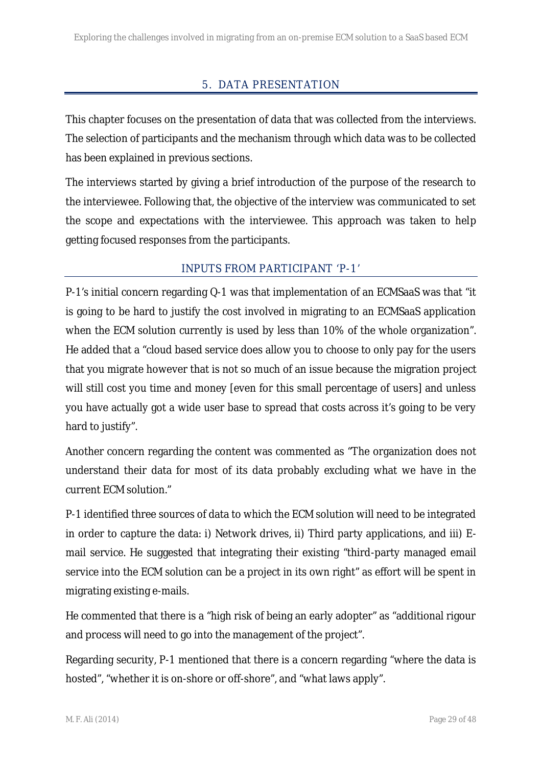# 5. DATA PRESENTATION

This chapter focuses on the presentation of data that was collected from the interviews. The selection of participants and the mechanism through which data was to be collected has been explained in previous sections.

The interviews started by giving a brief introduction of the purpose of the research to the interviewee. Following that, the objective of the interview was communicated to set the scope and expectations with the interviewee. This approach was taken to help getting focused responses from the participants.

## INPUTS FROM PARTICIPANT 'P-1'

P-1's initial concern regarding Q-1 was that implementation of an ECMSaaS was that "it is going to be hard to justify the cost involved in migrating to an ECMSaaS application when the ECM solution currently is used by less than 10% of the whole organization". He added that a "cloud based service does allow you to choose to only pay for the users that you migrate however that is not so much of an issue because the migration project will still cost you time and money [even for this small percentage of users] and unless you have actually got a wide user base to spread that costs across it's going to be very hard to justify".

Another concern regarding the content was commented as "The organization does not understand their data for most of its data probably excluding what we have in the current ECM solution."

P-1 identified three sources of data to which the ECM solution will need to be integrated in order to capture the data: i) Network drives, ii) Third party applications, and iii) E-mail service. He suggested that integrating their existing "third-party managed email service into the ECM solution can be a project in its own right" as effort will be spent in migrating existing e-mails.

He commented that there is a "high risk of being an early adopter" as "additional rigour and process will need to go into the management of the project".

Regarding security, P-1 mentioned that there is a concern regarding "where the data is hosted", "whether it is on-shore or off-shore", and "what laws apply".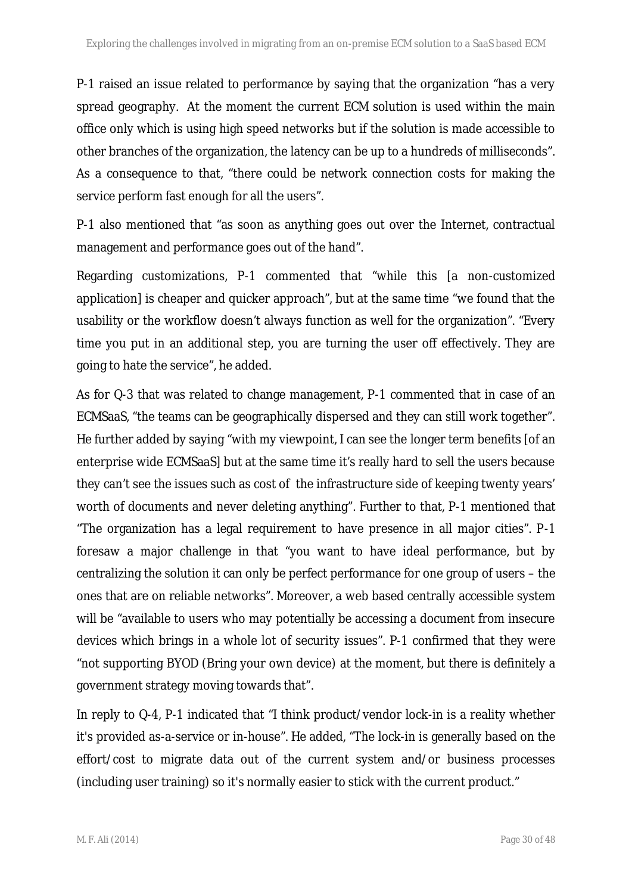P-1 raised an issue related to performance by saying that the organization "has a very spread geography. At the moment the current ECM solution is used within the main office only which is using high speed networks but if the solution is made accessible to other branches of the organization, the latency can be up to a hundreds of milliseconds". As a consequence to that, "there could be network connection costs for making the service perform fast enough for all the users".

P-1 also mentioned that "as soon as anything goes out over the Internet, contractual management and performance goes out of the hand".

Regarding customizations, P-1 commented that "while this [a non-customized application] is cheaper and quicker approach", but at the same time "we found that the usability or the workflow doesn't always function as well for the organization". "Every time you put in an additional step, you are turning the user off effectively. They are going to hate the service", he added.

As for Q-3 that was related to change management, P-1 commented that in case of an ECMSaaS, "the teams can be geographically dispersed and they can still work together". He further added by saying "with my viewpoint, I can see the longer term benefits [of an enterprise wide ECMSaaS] but at the same time it's really hard to sell the users because they can't see the issues such as cost of the infrastructure side of keeping twenty years' worth of documents and never deleting anything". Further to that, P-1 mentioned that "The organization has a legal requirement to have presence in all major cities". P-1 foresaw a major challenge in that "you want to have ideal performance, but by centralizing the solution it can only be perfect performance for one group of users – the ones that are on reliable networks". Moreover, a web based centrally accessible system will be "available to users who may potentially be accessing a document from insecure devices which brings in a whole lot of security issues". P-1 confirmed that they were "not supporting BYOD (Bring your own device) at the moment, but there is definitely a government strategy moving towards that".

In reply to Q-4, P-1 indicated that "I think product/vendor lock-in is a reality whether it's provided as-a-service or in-house". He added, "The lock-in is generally based on the effort/cost to migrate data out of the current system and/or business processes (including user training) so it's normally easier to stick with the current product."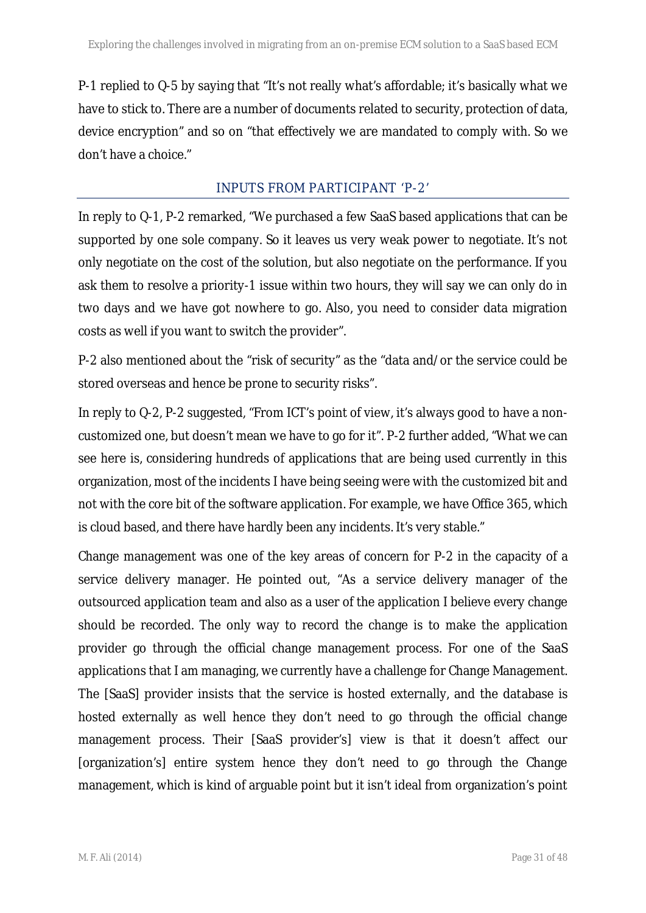P-1 replied to Q-5 by saying that "It's not really what's affordable; it's basically what we have to stick to. There are a number of documents related to security, protection of data, device encryption" and so on "that effectively we are mandated to comply with. So we don't have a choice."

### INPUTS FROM PARTICIPANT 'P-2'

In reply to Q-1, P-2 remarked, "We purchased a few SaaS based applications that can be supported by one sole company. So it leaves us very weak power to negotiate. It's not only negotiate on the cost of the solution, but also negotiate on the performance. If you ask them to resolve a priority-1 issue within two hours, they will say we can only do in two days and we have got nowhere to go. Also, you need to consider data migration costs as well if you want to switch the provider".

P-2 also mentioned about the "risk of security" as the "data and/or the service could be stored overseas and hence be prone to security risks".

In reply to Q-2, P-2 suggested, "From ICT's point of view, it's always good to have a non-customized one, but doesn't mean we have to go for it". P-2 further added, "What we can see here is, considering hundreds of applications that are being used currently in this organization, most of the incidents I have being seeing were with the customized bit and not with the core bit of the software application. For example, we have Office 365, which is cloud based, and there have hardly been any incidents. It's very stable."

Change management was one of the key areas of concern for P-2 in the capacity of a service delivery manager. He pointed out, "As a service delivery manager of the outsourced application team and also as a user of the application I believe every change should be recorded. The only way to record the change is to make the application provider go through the official change management process. For one of the SaaS applications that I am managing, we currently have a challenge for Change Management. The [SaaS] provider insists that the service is hosted externally, and the database is hosted externally as well hence they don't need to go through the official change management process. Their [SaaS provider's] view is that it doesn't affect our [organization's] entire system hence they don't need to go through the Change management, which is kind of arguable point but it isn't ideal from organization's point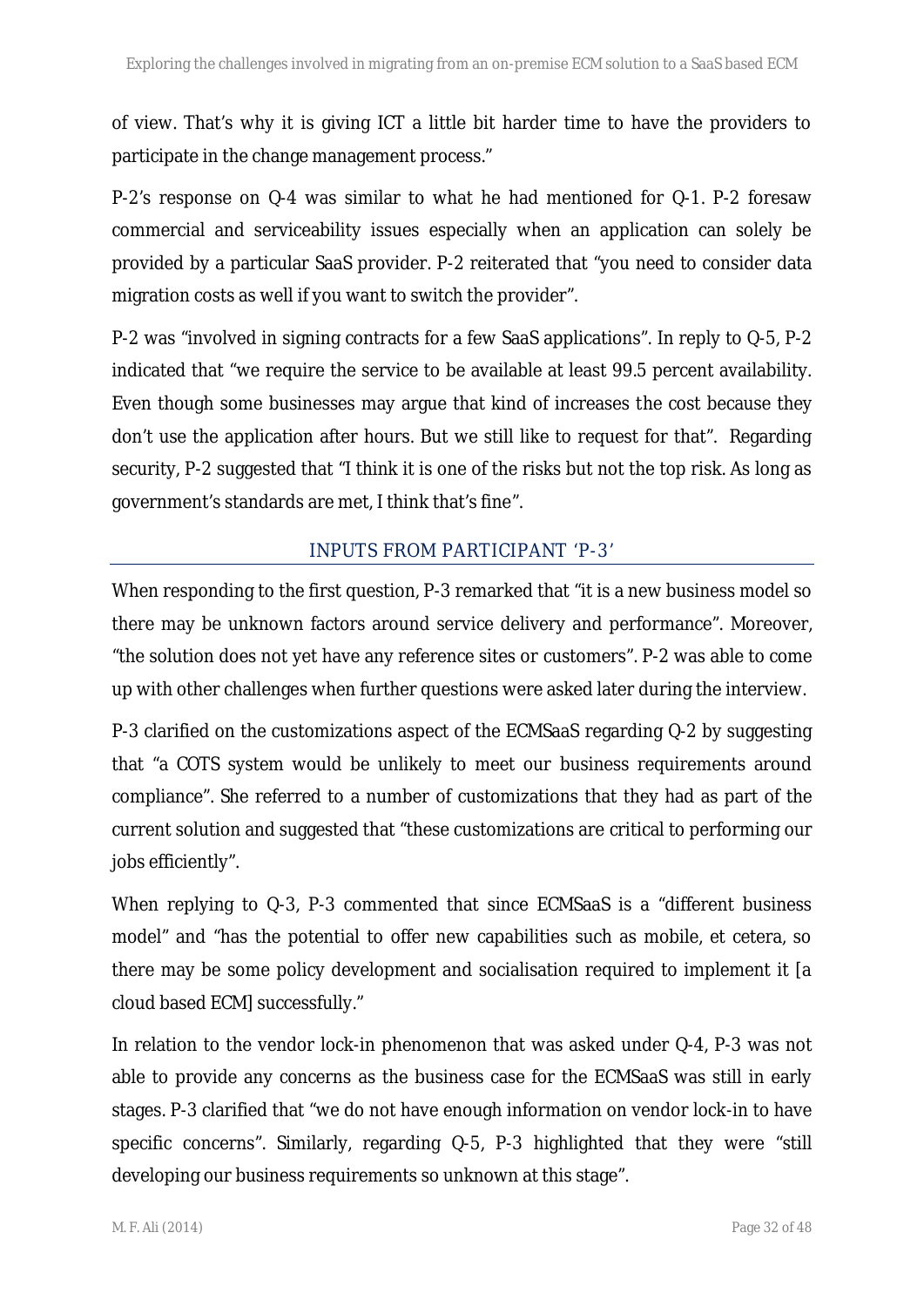of view. That's why it is giving ICT a little bit harder time to have the providers to participate in the change management process."

P-2's response on Q-4 was similar to what he had mentioned for Q-1. P-2 foresaw commercial and serviceability issues especially when an application can solely be provided by a particular SaaS provider. P-2 reiterated that "you need to consider data migration costs as well if you want to switch the provider".

P-2 was "involved in signing contracts for a few SaaS applications". In reply to Q-5, P-2 indicated that "we require the service to be available at least 99.5 percent availability. Even though some businesses may argue that kind of increases the cost because they don't use the application after hours. But we still like to request for that". Regarding security, P-2 suggested that "I think it is one of the risks but not the top risk. As long as government's standards are met, I think that's fine".

## INPUTS FROM PARTICIPANT 'P-3'

When responding to the first question, P-3 remarked that "it is a new business model so there may be unknown factors around service delivery and performance". Moreover, "the solution does not yet have any reference sites or customers". P-2 was able to come up with other challenges when further questions were asked later during the interview.

P-3 clarified on the customizations aspect of the ECMSaaS regarding Q-2 by suggesting that "a COTS system would be unlikely to meet our business requirements around compliance". She referred to a number of customizations that they had as part of the current solution and suggested that "these customizations are critical to performing our jobs efficiently".

When replying to Q-3, P-3 commented that since ECMSaaS is a "different business model" and "has the potential to offer new capabilities such as mobile, et cetera, so there may be some policy development and socialisation required to implement it [a cloud based ECM] successfully."

In relation to the vendor lock-in phenomenon that was asked under Q-4, P-3 was not able to provide any concerns as the business case for the ECMSaaS was still in early stages. P-3 clarified that "we do not have enough information on vendor lock-in to have specific concerns". Similarly, regarding Q-5, P-3 highlighted that they were "still developing our business requirements so unknown at this stage".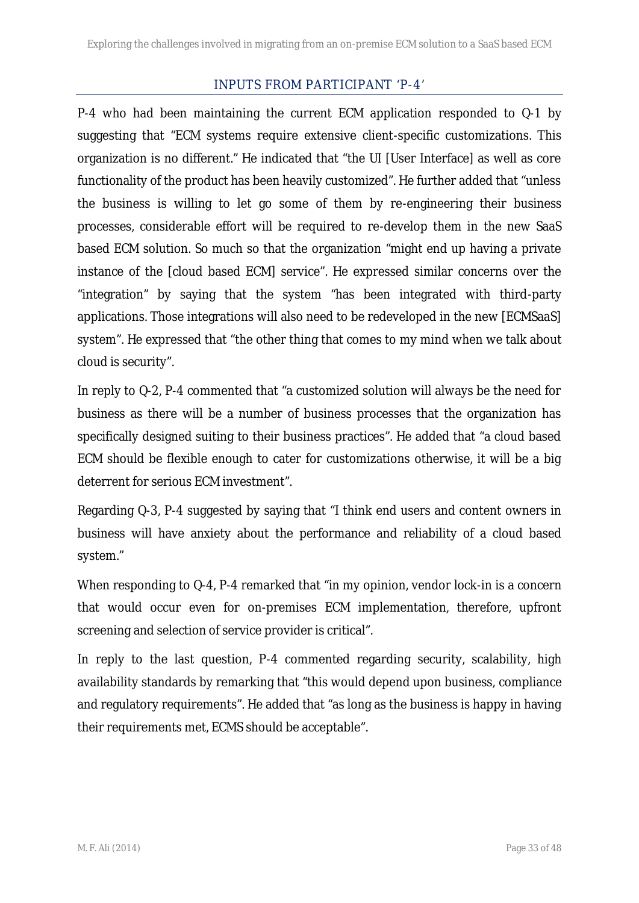## INPUTS FROM PARTICIPANT 'P-4'

P-4 who had been maintaining the current ECM application responded to Q-1 by suggesting that "ECM systems require extensive client-specific customizations. This organization is no different." He indicated that "the UI [User Interface] as well as core functionality of the product has been heavily customized". He further added that "unless the business is willing to let go some of them by re-engineering their business processes, considerable effort will be required to re-develop them in the new SaaS based ECM solution. So much so that the organization "might end up having a private instance of the [cloud based ECM] service". He expressed similar concerns over the "integration" by saying that the system "has been integrated with third-party applications. Those integrations will also need to be redeveloped in the new [ECMSaaS] system". He expressed that "the other thing that comes to my mind when we talk about cloud is security".

In reply to Q-2, P-4 commented that "a customized solution will always be the need for business as there will be a number of business processes that the organization has specifically designed suiting to their business practices". He added that "a cloud based ECM should be flexible enough to cater for customizations otherwise, it will be a big deterrent for serious ECM investment".

Regarding Q-3, P-4 suggested by saying that "I think end users and content owners in business will have anxiety about the performance and reliability of a cloud based system."

When responding to Q-4, P-4 remarked that "in my opinion, vendor lock-in is a concern that would occur even for on-premises ECM implementation, therefore, upfront screening and selection of service provider is critical".

In reply to the last question, P-4 commented regarding security, scalability, high availability standards by remarking that "this would depend upon business, compliance and regulatory requirements". He added that "as long as the business is happy in having their requirements met, ECMS should be acceptable".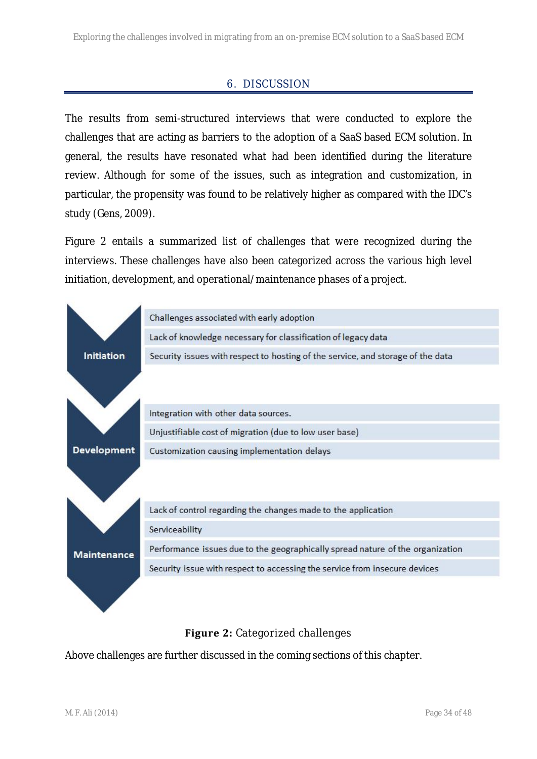## 6. DISCUSSION

The results from semi-structured interviews that were conducted to explore the challenges that are acting as barriers to the adoption of a SaaS based ECM solution. In general, the results have resonated what had been identified during the literature review. Although for some of the issues, such as integration and customization, in particular, the propensity was found to be relatively higher as compared with the IDC's study (Gens, 2009).

Figure 2 entails a summarized list of challenges that were recognized during the interviews. These challenges have also been categorized across the various high level initiation, development, and operational/maintenance phases of a project.

**Initiation**
- Challenges associated with early adoption
- Lack of knowledge necessary for classification of legacy data
- Security issues with respect to hosting of the service, and storage of the data

**Development**
- Integration with other data sources.
- Unjustifiable cost of migration (due to low user base)
- Customization causing implementation delays

**Maintenance**
- Lack of control regarding the changes made to the application
- Serviceability
- Performance issues due to the geographically spread nature of the organization
- Security issue with respect to accessing the service from insecure devices

**Figure 2:** Categorized challenges

Above challenges are further discussed in the coming sections of this chapter.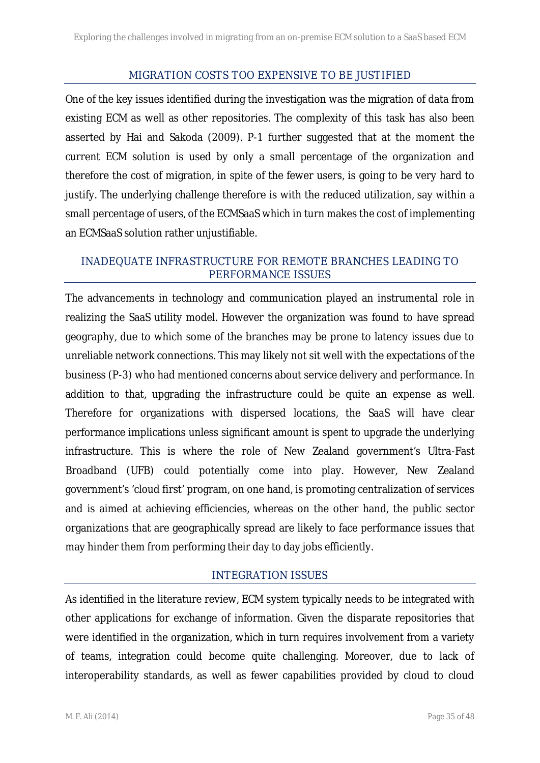## MIGRATION COSTS TOO EXPENSIVE TO BE JUSTIFIED

One of the key issues identified during the investigation was the migration of data from existing ECM as well as other repositories. The complexity of this task has also been asserted by Hai and Sakoda (2009). P-1 further suggested that at the moment the current ECM solution is used by only a small percentage of the organization and therefore the cost of migration, in spite of the fewer users, is going to be very hard to justify. The underlying challenge therefore is with the reduced utilization, say within a small percentage of users, of the ECMSaaS which in turn makes the cost of implementing an ECMSaaS solution rather unjustifiable.

## INADEQUATE INFRASTRUCTURE FOR REMOTE BRANCHES LEADING TO PERFORMANCE ISSUES

The advancements in technology and communication played an instrumental role in realizing the SaaS utility model. However the organization was found to have spread geography, due to which some of the branches may be prone to latency issues due to unreliable network connections. This may likely not sit well with the expectations of the business (P-3) who had mentioned concerns about service delivery and performance. In addition to that, upgrading the infrastructure could be quite an expense as well. Therefore for organizations with dispersed locations, the SaaS will have clear performance implications unless significant amount is spent to upgrade the underlying infrastructure. This is where the role of New Zealand government's Ultra-Fast Broadband (UFB) could potentially come into play. However, New Zealand government's 'cloud first' program, on one hand, is promoting centralization of services and is aimed at achieving efficiencies, whereas on the other hand, the public sector organizations that are geographically spread are likely to face performance issues that may hinder them from performing their day to day jobs efficiently.

## INTEGRATION ISSUES

As identified in the literature review, ECM system typically needs to be integrated with other applications for exchange of information. Given the disparate repositories that were identified in the organization, which in turn requires involvement from a variety of teams, integration could become quite challenging. Moreover, due to lack of interoperability standards, as well as fewer capabilities provided by cloud to cloud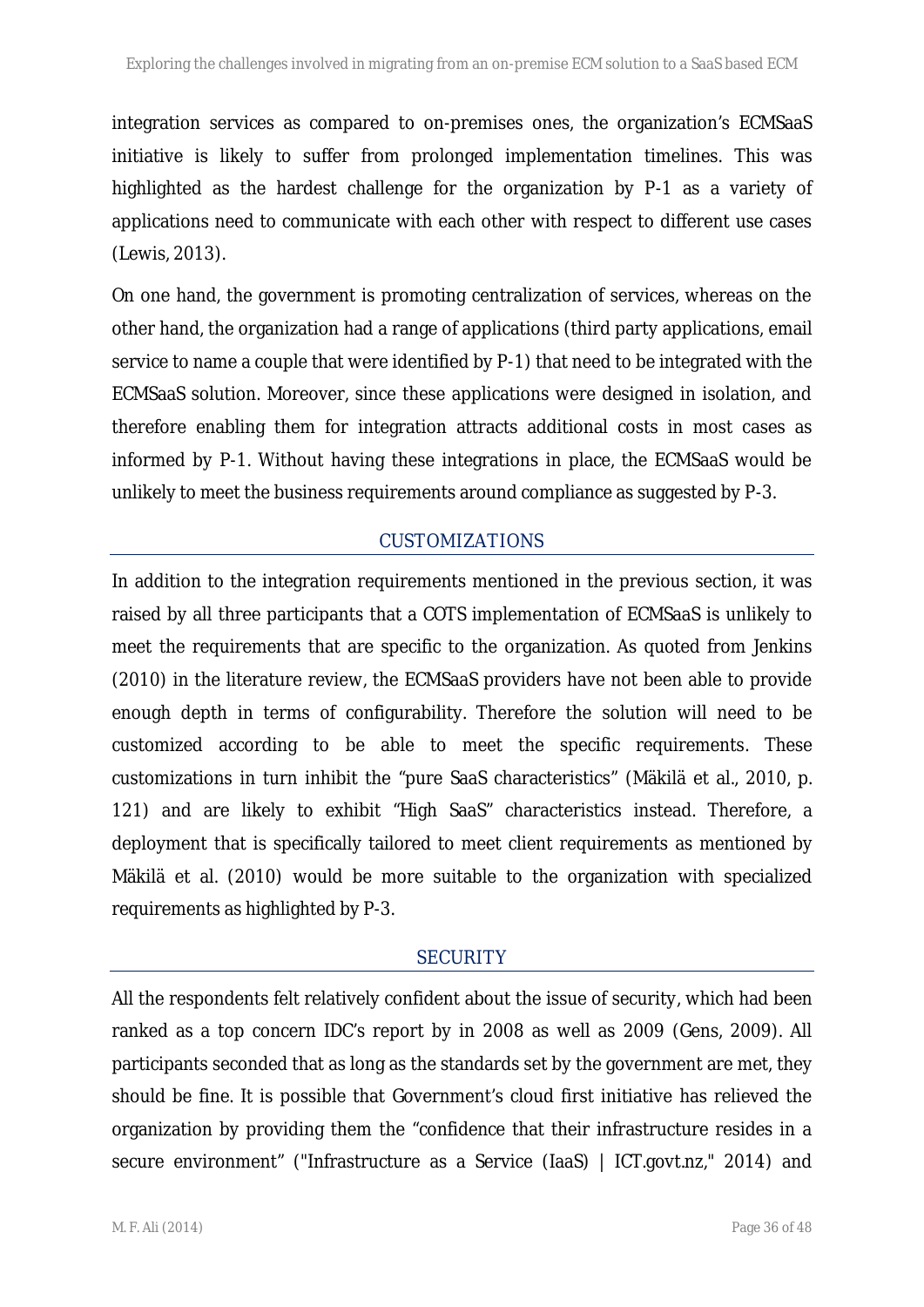integration services as compared to on-premises ones, the organization's ECMSaaS initiative is likely to suffer from prolonged implementation timelines. This was highlighted as the hardest challenge for the organization by P-1 as a variety of applications need to communicate with each other with respect to different use cases (Lewis, 2013).

On one hand, the government is promoting centralization of services, whereas on the other hand, the organization had a range of applications (third party applications, email service to name a couple that were identified by P-1) that need to be integrated with the ECMSaaS solution. Moreover, since these applications were designed in isolation, and therefore enabling them for integration attracts additional costs in most cases as informed by P-1. Without having these integrations in place, the ECMSaaS would be unlikely to meet the business requirements around compliance as suggested by P-3.

### CUSTOMIZATIONS

In addition to the integration requirements mentioned in the previous section, it was raised by all three participants that a COTS implementation of ECMSaaS is unlikely to meet the requirements that are specific to the organization. As quoted from Jenkins (2010) in the literature review, the ECMSaaS providers have not been able to provide enough depth in terms of configurability. Therefore the solution will need to be customized according to be able to meet the specific requirements. These customizations in turn inhibit the "pure SaaS characteristics" (Mäkilä et al., 2010, p. 121) and are likely to exhibit "High SaaS" characteristics instead. Therefore, a deployment that is specifically tailored to meet client requirements as mentioned by Mäkilä et al. (2010) would be more suitable to the organization with specialized requirements as highlighted by P-3.

### SECURITY

All the respondents felt relatively confident about the issue of security, which had been ranked as a top concern IDC's report by in 2008 as well as 2009 (Gens, 2009). All participants seconded that as long as the standards set by the government are met, they should be fine. It is possible that Government's cloud first initiative has relieved the organization by providing them the "confidence that their infrastructure resides in a secure environment" ("Infrastructure as a Service (IaaS) | ICT.govt.nz," 2014) and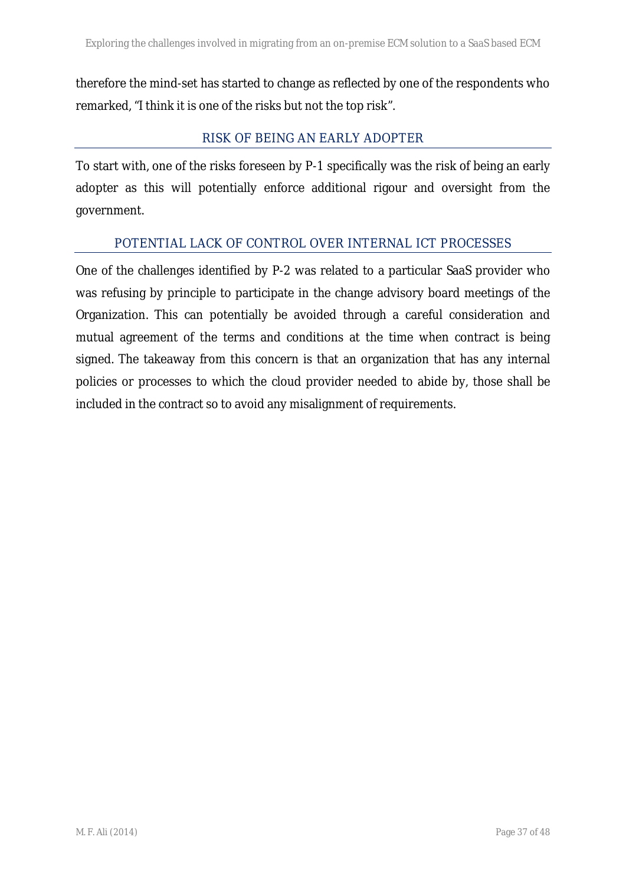therefore the mind-set has started to change as reflected by one of the respondents who remarked, "I think it is one of the risks but not the top risk".

### RISK OF BEING AN EARLY ADOPTER

To start with, one of the risks foreseen by P-1 specifically was the risk of being an early adopter as this will potentially enforce additional rigour and oversight from the government.

### POTENTIAL LACK OF CONTROL OVER INTERNAL ICT PROCESSES

One of the challenges identified by P-2 was related to a particular SaaS provider who was refusing by principle to participate in the change advisory board meetings of the Organization. This can potentially be avoided through a careful consideration and mutual agreement of the terms and conditions at the time when contract is being signed. The takeaway from this concern is that an organization that has any internal policies or processes to which the cloud provider needed to abide by, those shall be included in the contract so to avoid any misalignment of requirements.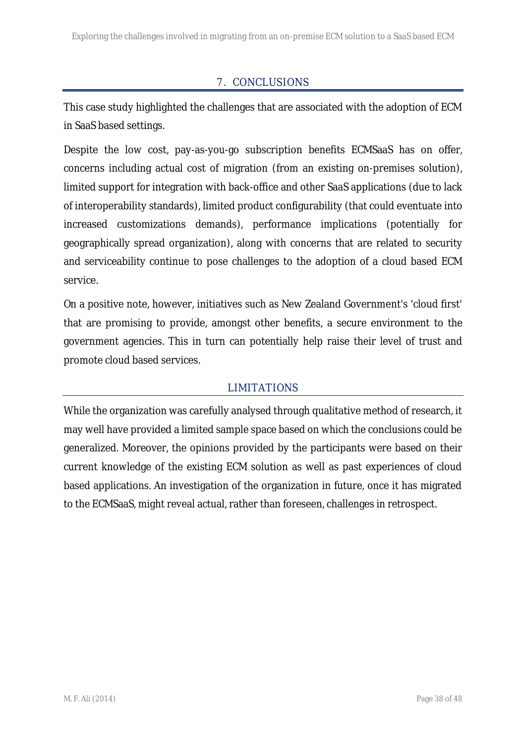# 7. CONCLUSIONS

This case study highlighted the challenges that are associated with the adoption of ECM in SaaS based settings.

Despite the low cost, pay-as-you-go subscription benefits ECMSaaS has on offer, concerns including actual cost of migration (from an existing on-premises solution), limited support for integration with back-office and other SaaS applications (due to lack of interoperability standards), limited product configurability (that could eventuate into increased customizations demands), performance implications (potentially for geographically spread organization), along with concerns that are related to security and serviceability continue to pose challenges to the adoption of a cloud based ECM service.

On a positive note, however, initiatives such as New Zealand Government's 'cloud first' that are promising to provide, amongst other benefits, a secure environment to the government agencies. This in turn can potentially help raise their level of trust and promote cloud based services.

## LIMITATIONS

While the organization was carefully analysed through qualitative method of research, it may well have provided a limited sample space based on which the conclusions could be generalized. Moreover, the opinions provided by the participants were based on their current knowledge of the existing ECM solution as well as past experiences of cloud based applications. An investigation of the organization in future, once it has migrated to the ECMSaaS, might reveal actual, rather than foreseen, challenges in retrospect.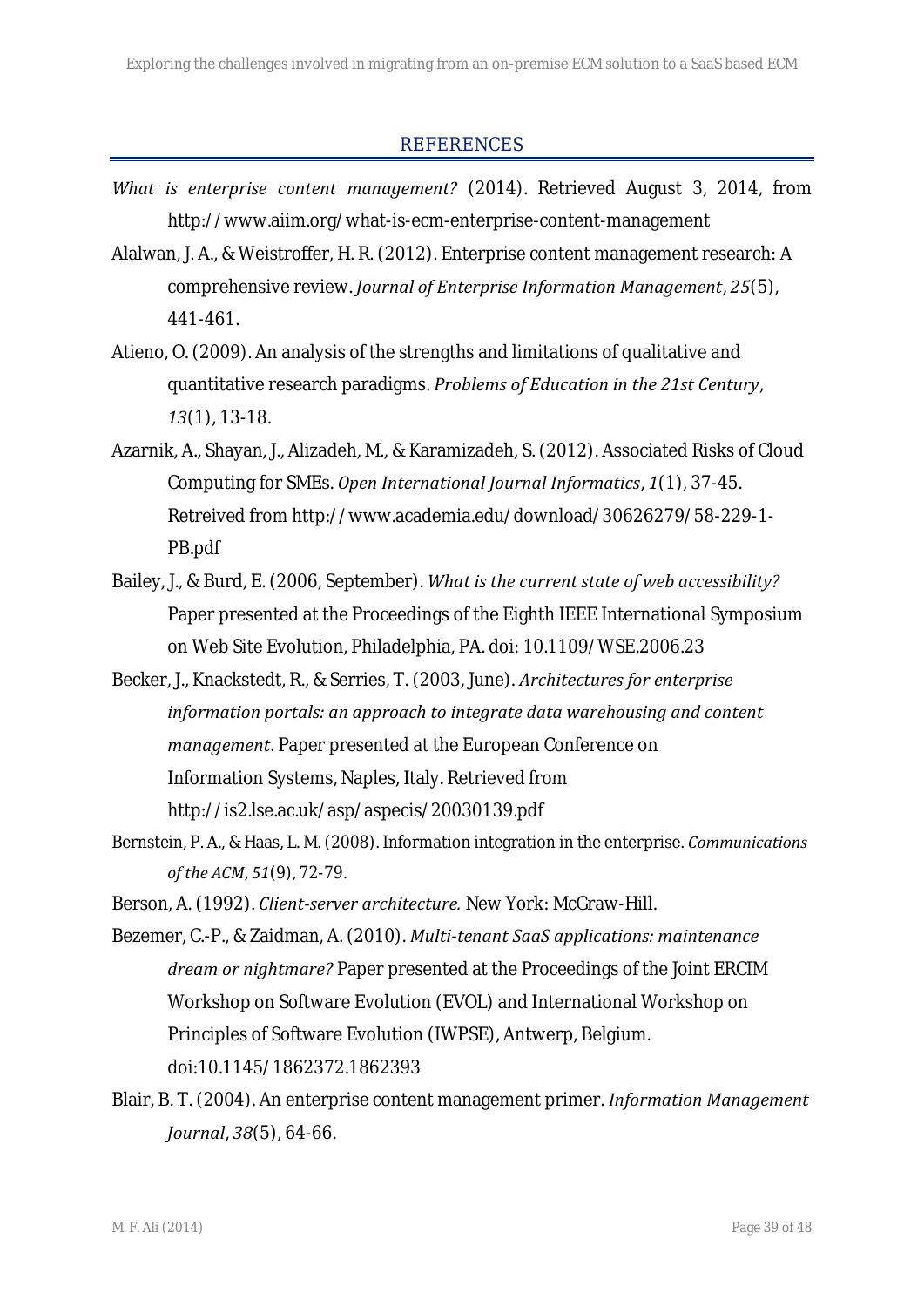## REFERENCES

*What is enterprise content management?* (2014). Retrieved August 3, 2014, from http://www.aiim.org/what-is-ecm-enterprise-content-management

Alalwan, J. A., & Weistroffer, H. R. (2012). Enterprise content management research: A comprehensive review. *Journal of Enterprise Information Management*, *25*(5), 441-461.

Atieno, O. (2009). An analysis of the strengths and limitations of qualitative and quantitative research paradigms. *Problems of Education in the 21st Century*, *13*(1), 13-18.

Azarnik, A., Shayan, J., Alizadeh, M., & Karamizadeh, S. (2012). Associated Risks of Cloud Computing for SMEs. *Open International Journal Informatics*, *1*(1), 37-45. Retreived from http://www.academia.edu/download/30626279/58-229-1-PB.pdf

Bailey, J., & Burd, E. (2006, September). *What is the current state of web accessibility?* Paper presented at the Proceedings of the Eighth IEEE International Symposium on Web Site Evolution, Philadelphia, PA. doi: 10.1109/WSE.2006.23

Becker, J., Knackstedt, R., & Serries, T. (2003, June). *Architectures for enterprise information portals: an approach to integrate data warehousing and content management*. Paper presented at the European Conference on Information Systems, Naples, Italy. Retrieved from http://is2.lse.ac.uk/asp/aspecis/20030139.pdf

Bernstein, P. A., & Haas, L. M. (2008). Information integration in the enterprise. *Communications of the ACM*, *51*(9), 72-79.

Berson, A. (1992). *Client-server architecture.* New York: McGraw-Hill.

Bezemer, C.-P., & Zaidman, A. (2010). *Multi-tenant SaaS applications: maintenance dream or nightmare?* Paper presented at the Proceedings of the Joint ERCIM Workshop on Software Evolution (EVOL) and International Workshop on Principles of Software Evolution (IWPSE), Antwerp, Belgium. doi:10.1145/1862372.1862393

Blair, B. T. (2004). An enterprise content management primer. *Information Management Journal*, *38*(5), 64-66.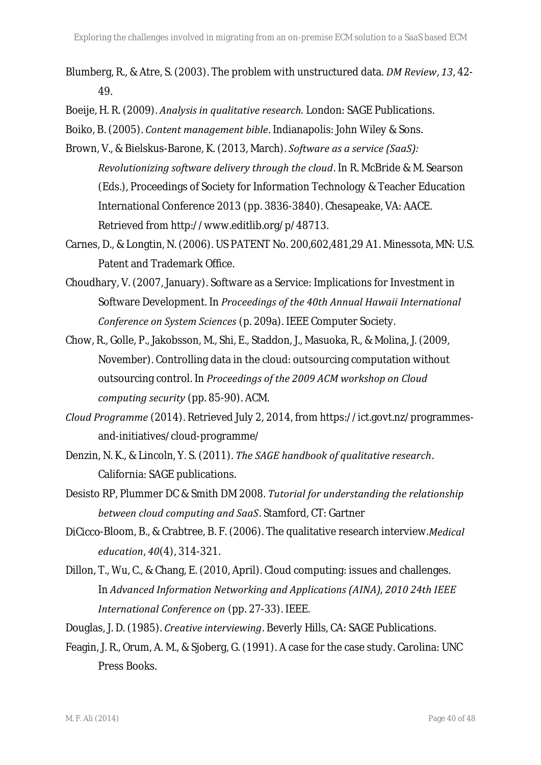Blumberg, R., & Atre, S. (2003). The problem with unstructured data. *DM Review*, *13*, 42-49.

Boeije, H. R. (2009). *Analysis in qualitative research.* London: SAGE Publications.

Boiko, B. (2005). *Content management bible*. Indianapolis: John Wiley & Sons.

Brown, V., & Bielskus-Barone, K. (2013, March). *Software as a service (SaaS): Revolutionizing software delivery through the cloud*. In R. McBride & M. Searson (Eds.), Proceedings of Society for Information Technology & Teacher Education International Conference 2013 (pp. 3836-3840). Chesapeake, VA: AACE. Retrieved from http://www.editlib.org/p/48713.

Carnes, D., & Longtin, N. (2006). US PATENT No. 200,602,481,29 A1. Minessota, MN: U.S. Patent and Trademark Office.

Choudhary, V. (2007, January). Software as a Service: Implications for Investment in Software Development. In *Proceedings of the 40th Annual Hawaii International Conference on System Sciences* (p. 209a). IEEE Computer Society.

Chow, R., Golle, P., Jakobsson, M., Shi, E., Staddon, J., Masuoka, R., & Molina, J. (2009, November). Controlling data in the cloud: outsourcing computation without outsourcing control. In *Proceedings of the 2009 ACM workshop on Cloud computing security* (pp. 85-90). ACM.

*Cloud Programme* (2014). Retrieved July 2, 2014, from https://ict.govt.nz/programmes-and-initiatives/cloud-programme/

Denzin, N. K., & Lincoln, Y. S. (2011). *The SAGE handbook of qualitative research*. California: SAGE publications.

Desisto RP, Plummer DC & Smith DM 2008. *Tutorial for understanding the relationship between cloud computing and SaaS*. Stamford, CT: Gartner

DiCicco-Bloom, B., & Crabtree, B. F. (2006). The qualitative research interview.*Medical education*, *40*(4), 314-321.

Dillon, T., Wu, C., & Chang, E. (2010, April). Cloud computing: issues and challenges. In *Advanced Information Networking and Applications (AINA), 2010 24th IEEE International Conference on* (pp. 27-33). IEEE.

Douglas, J. D. (1985). *Creative interviewing*. Beverly Hills, CA: SAGE Publications.

Feagin, J. R., Orum, A. M., & Sjoberg, G. (1991). A case for the case study. Carolina: UNC Press Books.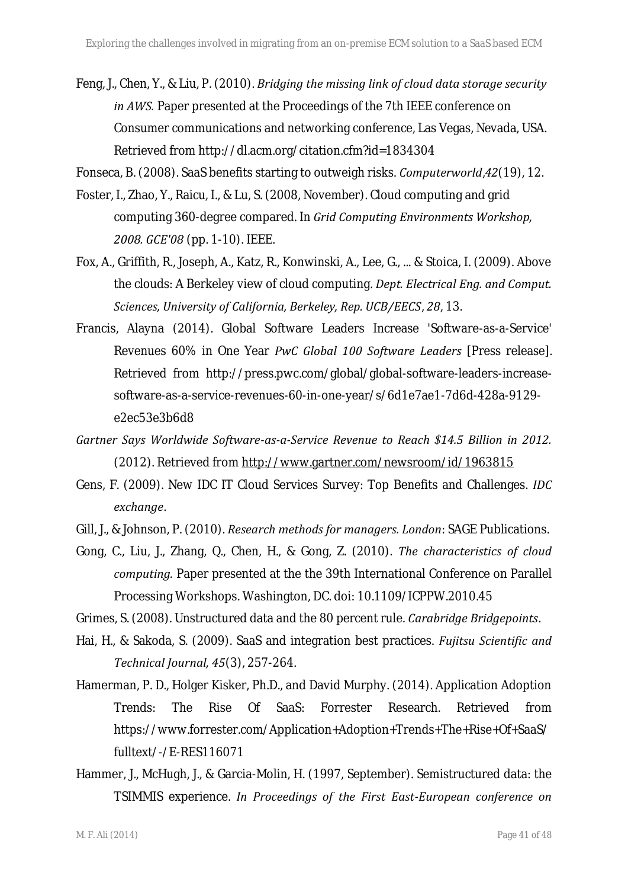Feng, J., Chen, Y., & Liu, P. (2010). *Bridging the missing link of cloud data storage security in AWS.* Paper presented at the Proceedings of the 7th IEEE conference on Consumer communications and networking conference, Las Vegas, Nevada, USA. Retrieved from http://dl.acm.org/citation.cfm?id=1834304

Fonseca, B. (2008). SaaS benefits starting to outweigh risks. *Computerworld*,*42*(19), 12.

Foster, I., Zhao, Y., Raicu, I., & Lu, S. (2008, November). Cloud computing and grid computing 360-degree compared. In *Grid Computing Environments Workshop, 2008. GCE'08* (pp. 1-10). IEEE.

Fox, A., Griffith, R., Joseph, A., Katz, R., Konwinski, A., Lee, G., ... & Stoica, I. (2009). Above the clouds: A Berkeley view of cloud computing. *Dept. Electrical Eng. and Comput. Sciences, University of California, Berkeley, Rep. UCB/EECS*, *28*, 13.

Francis, Alayna (2014). Global Software Leaders Increase 'Software-as-a-Service' Revenues 60% in One Year *PwC Global 100 Software Leaders* [Press release]. Retrieved from http://press.pwc.com/global/global-software-leaders-increase-software-as-a-service-revenues-60-in-one-year/s/6d1e7ae1-7d6d-428a-9129-e2ec53e3b6d8

*Gartner Says Worldwide Software-as-a-Service Revenue to Reach $14.5 Billion in 2012.* (2012). Retrieved from http://www.gartner.com/newsroom/id/1963815

Gens, F. (2009). New IDC IT Cloud Services Survey: Top Benefits and Challenges. *IDC exchange*.

Gill, J., & Johnson, P. (2010). *Research methods for managers. London*: SAGE Publications.

Gong, C., Liu, J., Zhang, Q., Chen, H., & Gong, Z. (2010). *The characteristics of cloud computing.* Paper presented at the the 39th International Conference on Parallel Processing Workshops. Washington, DC. doi: 10.1109/ICPPW.2010.45

Grimes, S. (2008). Unstructured data and the 80 percent rule. *Carabridge Bridgepoints*.

Hai, H., & Sakoda, S. (2009). SaaS and integration best practices. *Fujitsu Scientific and Technical Journal*, *45*(3), 257-264.

Hamerman, P. D., Holger Kisker, Ph.D., and David Murphy. (2014). Application Adoption Trends: The Rise Of SaaS: Forrester Research. Retrieved from https://www.forrester.com/Application+Adoption+Trends+The+Rise+Of+SaaS/fulltext/-/E-RES116071

Hammer, J., McHugh, J., & Garcia-Molin, H. (1997, September). Semistructured data: the TSIMMIS experience. *In Proceedings of the First East-European conference on*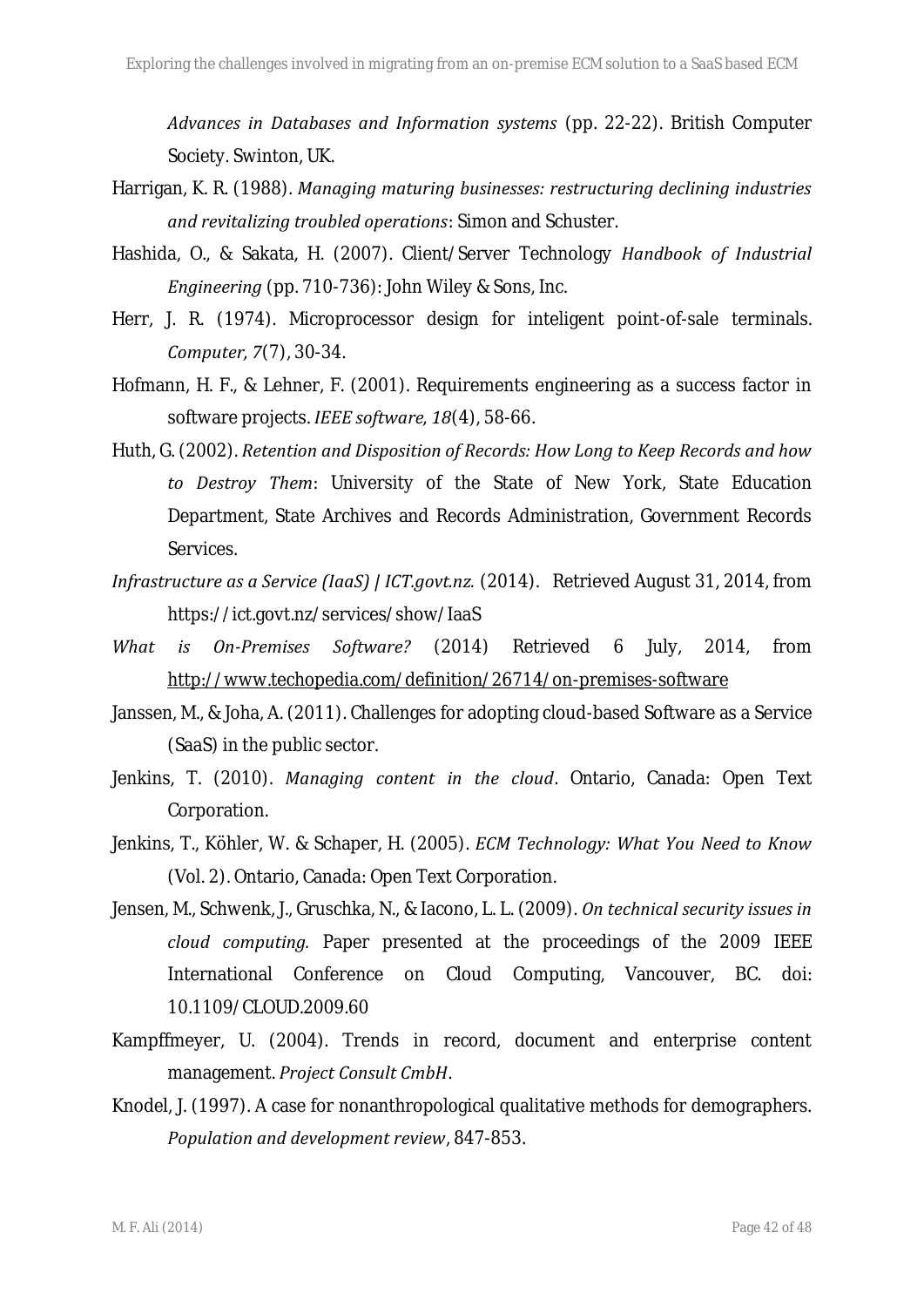*Advances in Databases and Information systems* (pp. 22-22). British Computer Society. Swinton, UK.

Harrigan, K. R. (1988). *Managing maturing businesses: restructuring declining industries and revitalizing troubled operations*: Simon and Schuster.

Hashida, O., & Sakata, H. (2007). Client/Server Technology *Handbook of Industrial Engineering* (pp. 710-736): John Wiley & Sons, Inc.

Herr, J. R. (1974). Microprocessor design for inteligent point-of-sale terminals. *Computer, 7*(7), 30-34.

Hofmann, H. F., & Lehner, F. (2001). Requirements engineering as a success factor in software projects. *IEEE software, 18*(4), 58-66.

Huth, G. (2002). *Retention and Disposition of Records: How Long to Keep Records and how to Destroy Them*: University of the State of New York, State Education Department, State Archives and Records Administration, Government Records Services.

*Infrastructure as a Service (IaaS) | ICT.govt.nz.* (2014). Retrieved August 31, 2014, from https://ict.govt.nz/services/show/IaaS

*What is On-Premises Software?* (2014) Retrieved 6 July, 2014, from http://www.techopedia.com/definition/26714/on-premises-software

Janssen, M., & Joha, A. (2011). Challenges for adopting cloud-based Software as a Service (SaaS) in the public sector.

Jenkins, T. (2010). *Managing content in the cloud*. Ontario, Canada: Open Text Corporation.

Jenkins, T., Köhler, W. & Schaper, H. (2005). *ECM Technology: What You Need to Know* (Vol. 2). Ontario, Canada: Open Text Corporation.

Jensen, M., Schwenk, J., Gruschka, N., & Iacono, L. L. (2009). *On technical security issues in cloud computing.* Paper presented at the proceedings of the 2009 IEEE International Conference on Cloud Computing, Vancouver, BC. doi: 10.1109/CLOUD.2009.60

Kampffmeyer, U. (2004). Trends in record, document and enterprise content management. *Project Consult CmbH*.

Knodel, J. (1997). A case for nonanthropological qualitative methods for demographers. *Population and development review*, 847-853.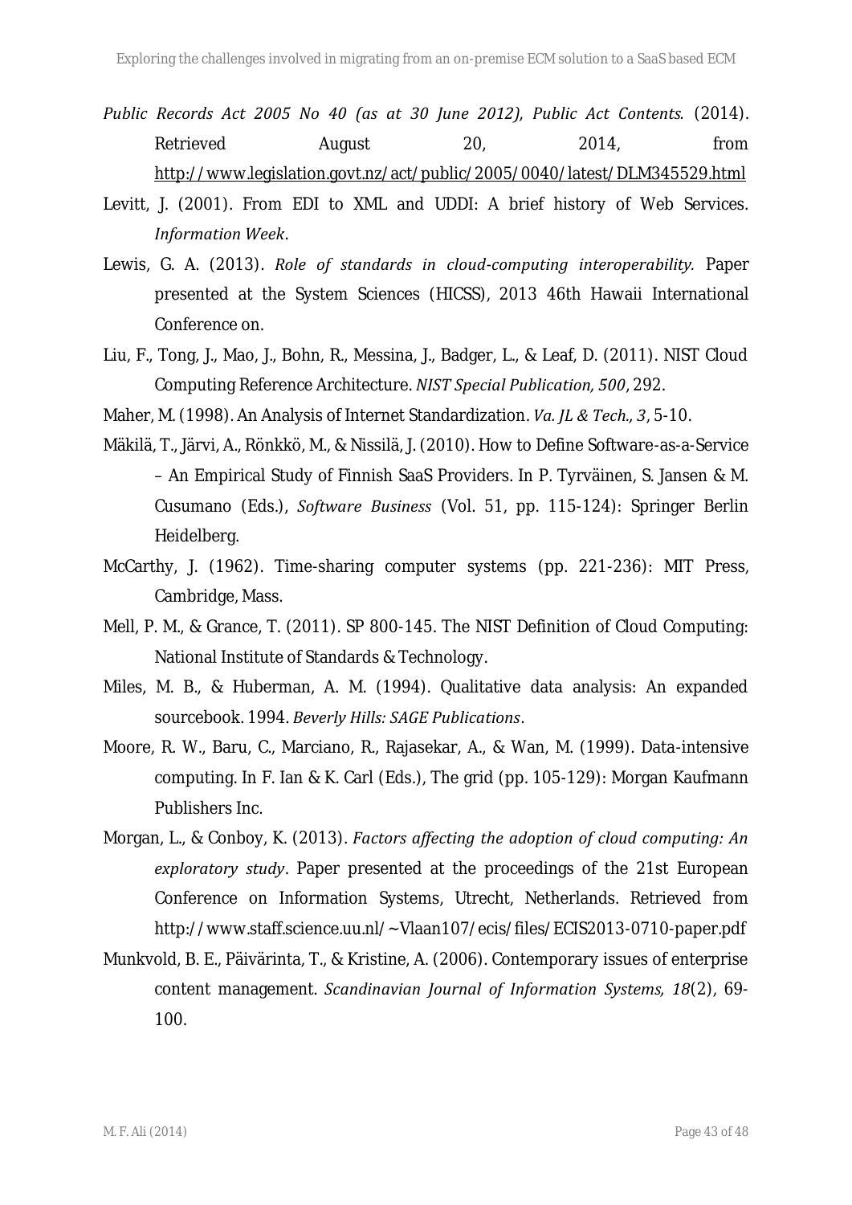*Public Records Act 2005 No 40 (as at 30 June 2012), Public Act Contents.* (2014). Retrieved August 20, 2014, from http://www.legislation.govt.nz/act/public/2005/0040/latest/DLM345529.html

Levitt, J. (2001). From EDI to XML and UDDI: A brief history of Web Services. *Information Week*.

Lewis, G. A. (2013). *Role of standards in cloud-computing interoperability.* Paper presented at the System Sciences (HICSS), 2013 46th Hawaii International Conference on.

Liu, F., Tong, J., Mao, J., Bohn, R., Messina, J., Badger, L., & Leaf, D. (2011). NIST Cloud Computing Reference Architecture. *NIST Special Publication, 500*, 292.

Maher, M. (1998). An Analysis of Internet Standardization. *Va. JL & Tech., 3*, 5-10.

Mäkilä, T., Järvi, A., Rönkkö, M., & Nissilä, J. (2010). How to Define Software-as-a-Service – An Empirical Study of Finnish SaaS Providers. In P. Tyrväinen, S. Jansen & M. Cusumano (Eds.), *Software Business* (Vol. 51, pp. 115-124): Springer Berlin Heidelberg.

McCarthy, J. (1962). Time-sharing computer systems (pp. 221-236): MIT Press, Cambridge, Mass.

Mell, P. M., & Grance, T. (2011). SP 800-145. The NIST Definition of Cloud Computing: National Institute of Standards & Technology.

Miles, M. B., & Huberman, A. M. (1994). Qualitative data analysis: An expanded sourcebook. 1994. *Beverly Hills: SAGE Publications*.

Moore, R. W., Baru, C., Marciano, R., Rajasekar, A., & Wan, M. (1999). Data-intensive computing. In F. Ian & K. Carl (Eds.), The grid (pp. 105-129): Morgan Kaufmann Publishers Inc.

Morgan, L., & Conboy, K. (2013). *Factors affecting the adoption of cloud computing: An exploratory study*. Paper presented at the proceedings of the 21st European Conference on Information Systems, Utrecht, Netherlands. Retrieved from http://www.staff.science.uu.nl/~Vlaan107/ecis/files/ECIS2013-0710-paper.pdf

Munkvold, B. E., Päivärinta, T., & Kristine, A. (2006). Contemporary issues of enterprise content management. *Scandinavian Journal of Information Systems, 18*(2), 69-100.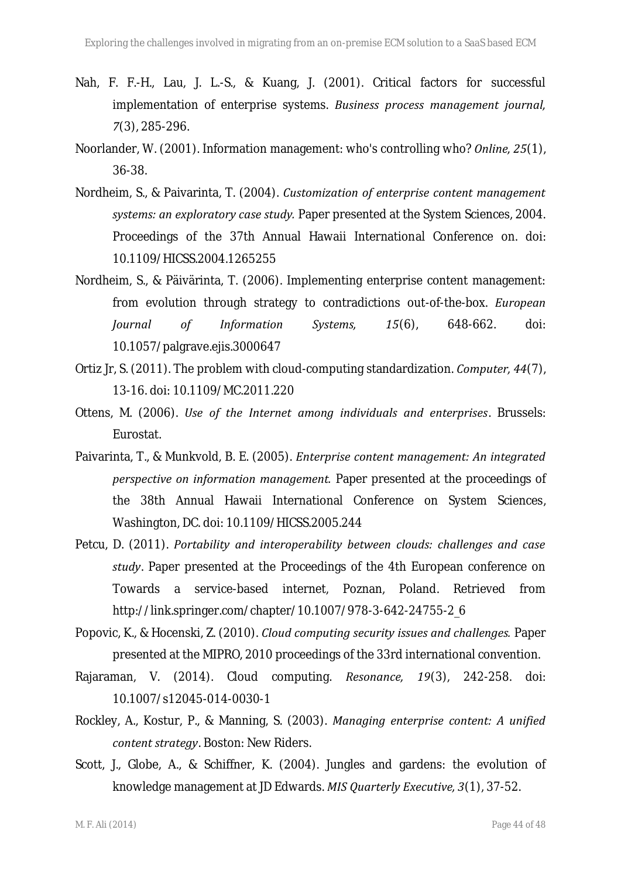Nah, F. F.-H., Lau, J. L.-S., & Kuang, J. (2001). Critical factors for successful implementation of enterprise systems. *Business process management journal, 7*(3), 285-296.

Noorlander, W. (2001). Information management: who's controlling who? *Online, 25*(1), 36-38.

Nordheim, S., & Paivarinta, T. (2004). *Customization of enterprise content management systems: an exploratory case study.* Paper presented at the System Sciences, 2004. Proceedings of the 37th Annual Hawaii International Conference on. doi: 10.1109/HICSS.2004.1265255

Nordheim, S., & Päivärinta, T. (2006). Implementing enterprise content management: from evolution through strategy to contradictions out-of-the-box. *European Journal of Information Systems, 15*(6), 648-662. doi: 10.1057/palgrave.ejis.3000647

Ortiz Jr, S. (2011). The problem with cloud-computing standardization. *Computer, 44*(7), 13-16. doi: 10.1109/MC.2011.220

Ottens, M. (2006). *Use of the Internet among individuals and enterprises*. Brussels: Eurostat.

Paivarinta, T., & Munkvold, B. E. (2005). *Enterprise content management: An integrated perspective on information management.* Paper presented at the proceedings of the 38th Annual Hawaii International Conference on System Sciences, Washington, DC. doi: 10.1109/HICSS.2005.244

Petcu, D. (2011). *Portability and interoperability between clouds: challenges and case study*. Paper presented at the Proceedings of the 4th European conference on Towards a service-based internet, Poznan, Poland. Retrieved from http://link.springer.com/chapter/10.1007/978-3-642-24755-2_6

Popovic, K., & Hocenski, Z. (2010). *Cloud computing security issues and challenges.* Paper presented at the MIPRO, 2010 proceedings of the 33rd international convention.

Rajaraman, V. (2014). Cloud computing. *Resonance, 19*(3), 242-258. doi: 10.1007/s12045-014-0030-1

Rockley, A., Kostur, P., & Manning, S. (2003). *Managing enterprise content: A unified content strategy*. Boston: New Riders.

Scott, J., Globe, A., & Schiffner, K. (2004). Jungles and gardens: the evolution of knowledge management at JD Edwards. *MIS Quarterly Executive, 3*(1), 37-52.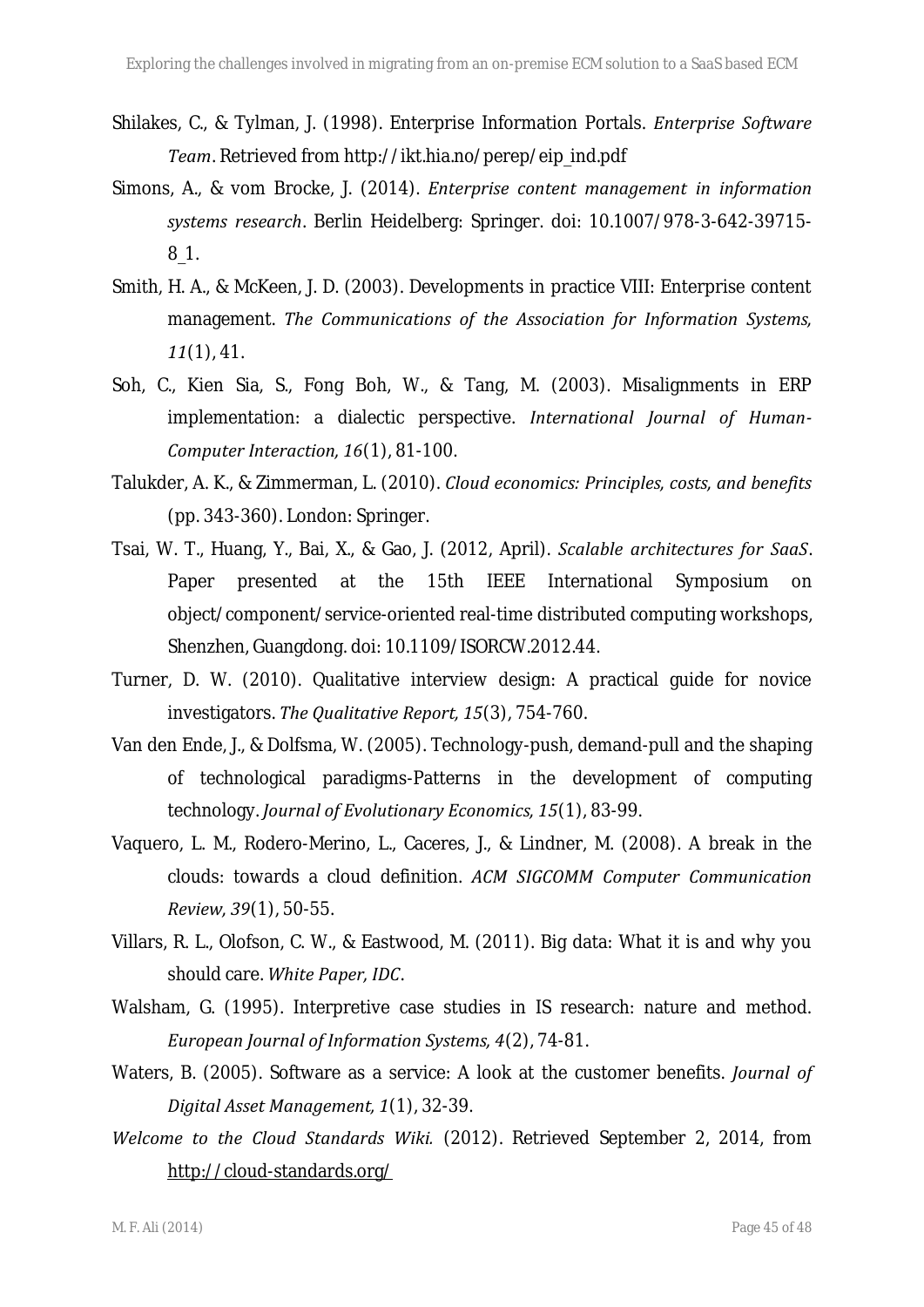Shilakes, C., & Tylman, J. (1998). Enterprise Information Portals. *Enterprise Software Team*. Retrieved from http://ikt.hia.no/perep/eip_ind.pdf

Simons, A., & vom Brocke, J. (2014). *Enterprise content management in information systems research*. Berlin Heidelberg: Springer. doi: 10.1007/978-3-642-39715-8_1.

Smith, H. A., & McKeen, J. D. (2003). Developments in practice VIII: Enterprise content management. *The Communications of the Association for Information Systems, 11*(1), 41.

Soh, C., Kien Sia, S., Fong Boh, W., & Tang, M. (2003). Misalignments in ERP implementation: a dialectic perspective. *International Journal of Human-Computer Interaction, 16*(1), 81-100.

Talukder, A. K., & Zimmerman, L. (2010). *Cloud economics: Principles, costs, and benefits* (pp. 343-360). London: Springer.

Tsai, W. T., Huang, Y., Bai, X., & Gao, J. (2012, April). *Scalable architectures for SaaS*. Paper presented at the 15th IEEE International Symposium on object/component/service-oriented real-time distributed computing workshops, Shenzhen, Guangdong. doi: 10.1109/ISORCW.2012.44.

Turner, D. W. (2010). Qualitative interview design: A practical guide for novice investigators. *The Qualitative Report, 15*(3), 754-760.

Van den Ende, J., & Dolfsma, W. (2005). Technology-push, demand-pull and the shaping of technological paradigms-Patterns in the development of computing technology. *Journal of Evolutionary Economics, 15*(1), 83-99.

Vaquero, L. M., Rodero-Merino, L., Caceres, J., & Lindner, M. (2008). A break in the clouds: towards a cloud definition. *ACM SIGCOMM Computer Communication Review, 39*(1), 50-55.

Villars, R. L., Olofson, C. W., & Eastwood, M. (2011). Big data: What it is and why you should care. *White Paper, IDC*.

Walsham, G. (1995). Interpretive case studies in IS research: nature and method. *European Journal of Information Systems, 4*(2), 74-81.

Waters, B. (2005). Software as a service: A look at the customer benefits. *Journal of Digital Asset Management, 1*(1), 32-39.

*Welcome to the Cloud Standards Wiki.* (2012). Retrieved September 2, 2014, from http://cloud-standards.org/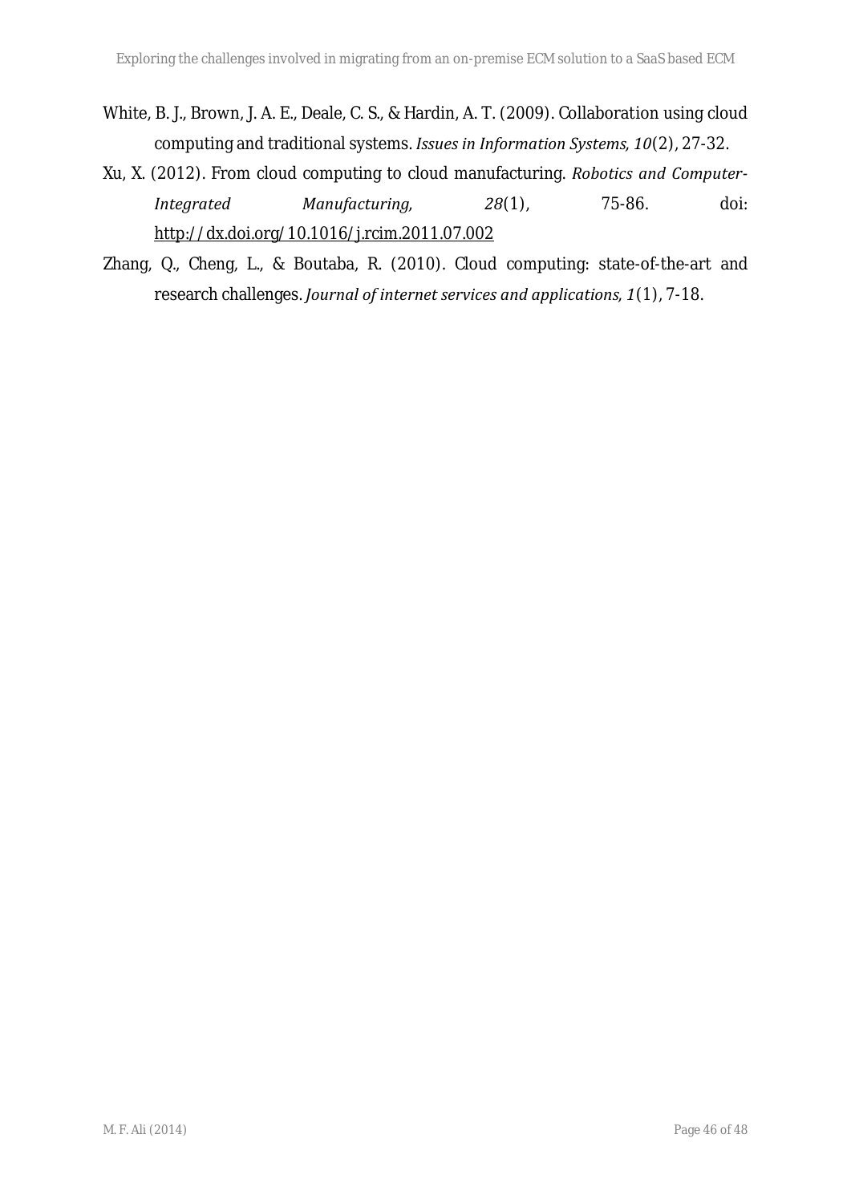White, B. J., Brown, J. A. E., Deale, C. S., & Hardin, A. T. (2009). Collaboration using cloud computing and traditional systems. *Issues in Information Systems, 10*(2), 27-32.

Xu, X. (2012). From cloud computing to cloud manufacturing. *Robotics and Computer-Integrated Manufacturing, 28*(1), 75-86. doi: http://dx.doi.org/10.1016/j.rcim.2011.07.002

Zhang, Q., Cheng, L., & Boutaba, R. (2010). Cloud computing: state-of-the-art and research challenges. *Journal of internet services and applications, 1*(1), 7-18.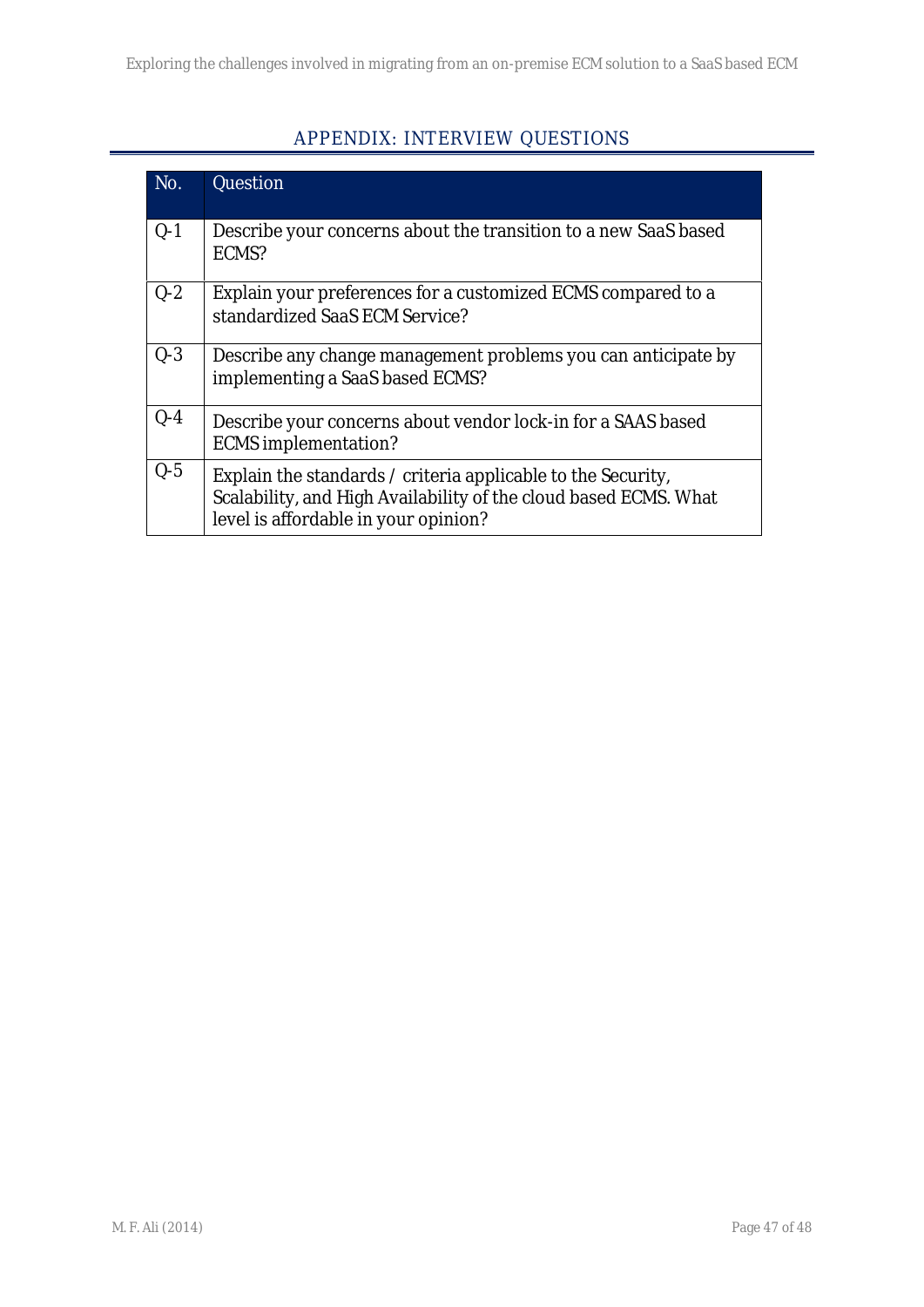# APPENDIX: INTERVIEW QUESTIONS

| No. | Question |
| --- | --- |
| Q-1 | Describe your concerns about the transition to a new SaaS based ECMS? |
| Q-2 | Explain your preferences for a customized ECMS compared to a standardized SaaS ECM Service? |
| Q-3 | Describe any change management problems you can anticipate by implementing a SaaS based ECMS? |
| Q-4 | Describe your concerns about vendor lock-in for a SAAS based ECMS implementation? |
| Q-5 | Explain the standards / criteria applicable to the Security, Scalability, and High Availability of the cloud based ECMS. What level is affordable in your opinion? |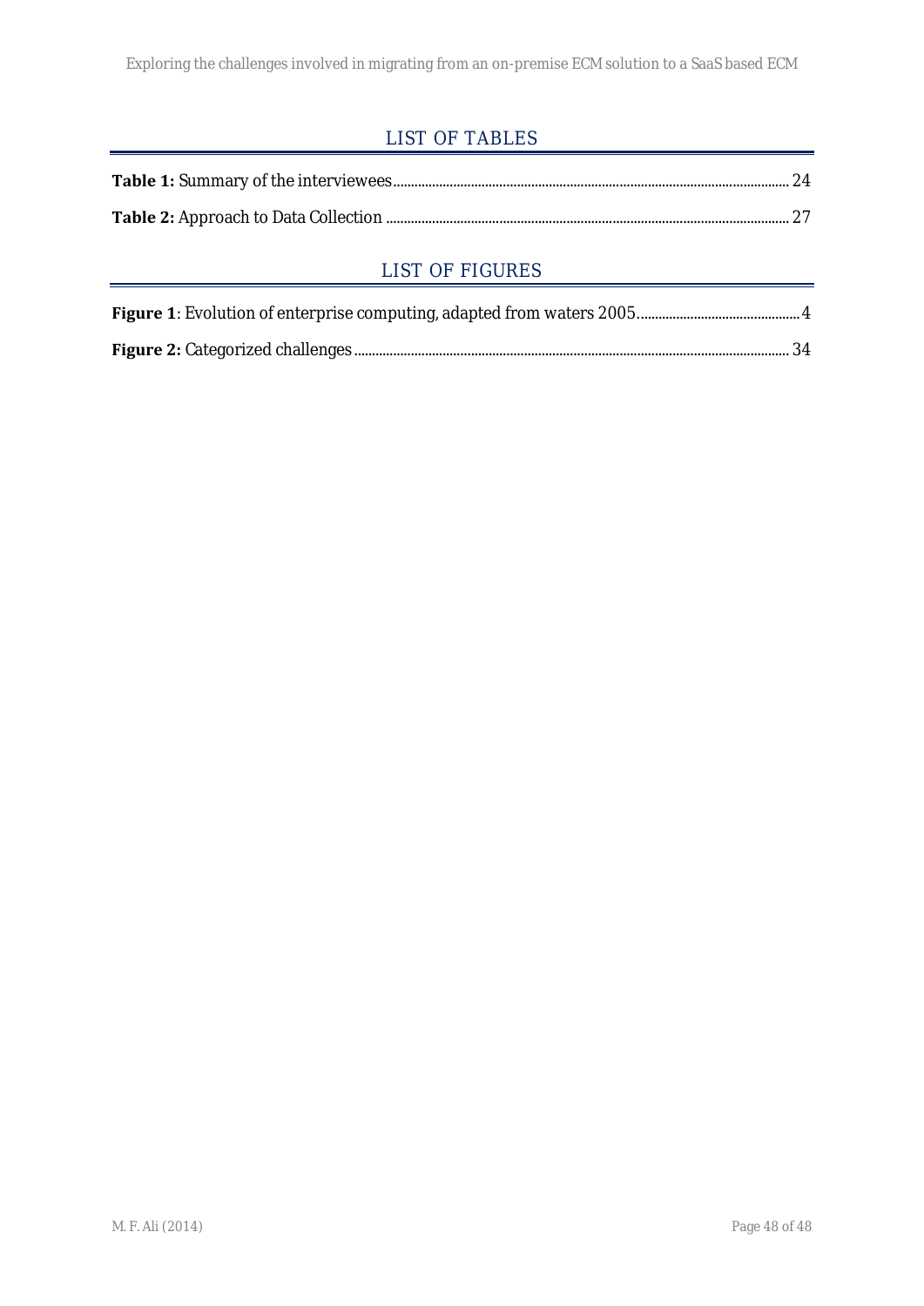## LIST OF TABLES

**Table 1:** Summary of the interviewees.......................................................................................................... 24

**Table 2:** Approach to Data Collection .......................................................................................................... 27

## LIST OF FIGURES

**Figure 1**: Evolution of enterprise computing, adapted from waters 2005.................................................4

**Figure 2:** Categorized challenges ..................................................................................................................... 34